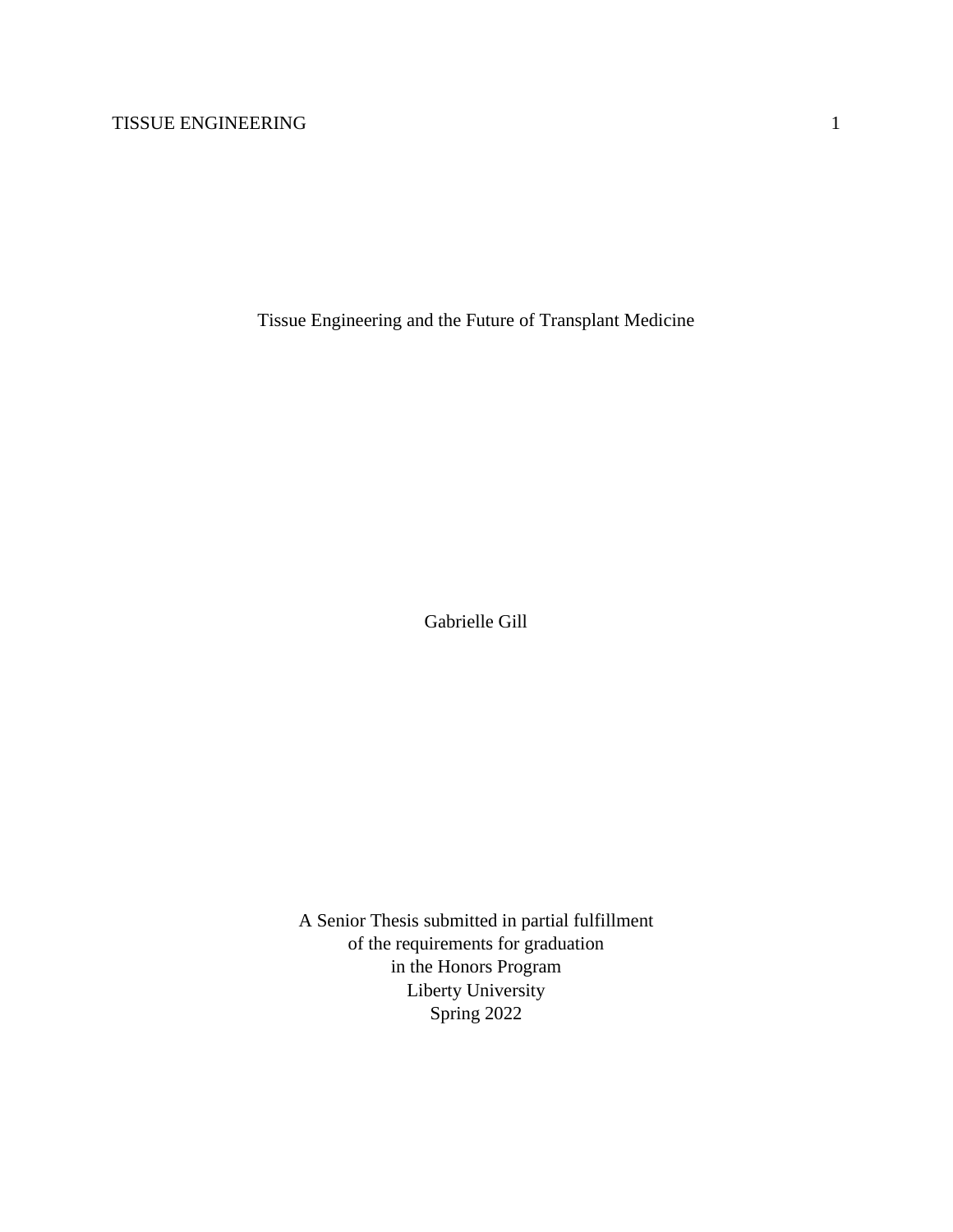# Tissue Engineering and the Future of Transplant Medicine

Gabrielle Gill

A Senior Thesis submitted in partial fulfillment
of the requirements for graduation
in the Honors Program
Liberty University
Spring 2022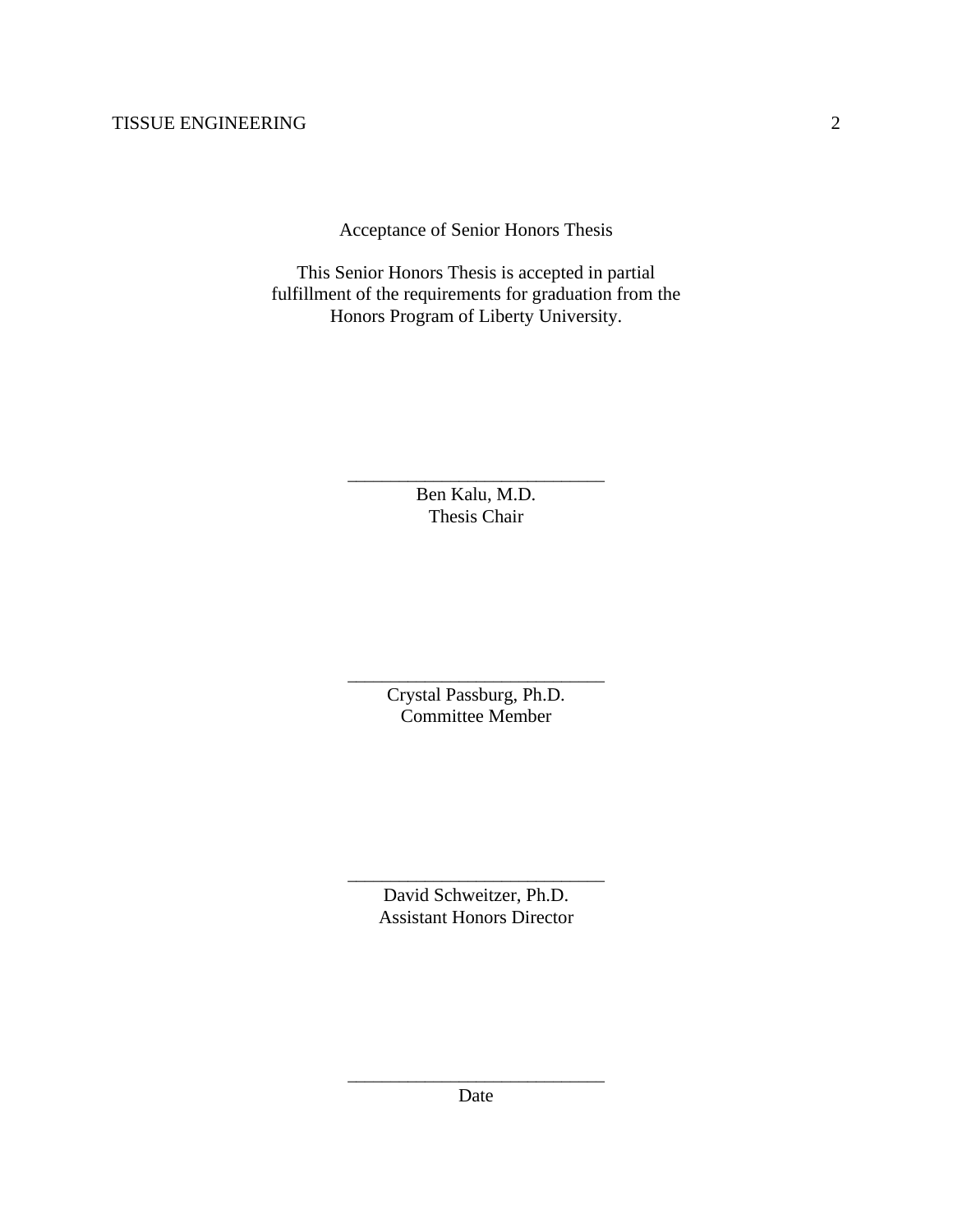Acceptance of Senior Honors Thesis

This Senior Honors Thesis is accepted in partial fulfillment of the requirements for graduation from the Honors Program of Liberty University.

______________________________
Ben Kalu, M.D.
Thesis Chair

______________________________
Crystal Passburg, Ph.D.
Committee Member

______________________________
David Schweitzer, Ph.D.
Assistant Honors Director

______________________________
Date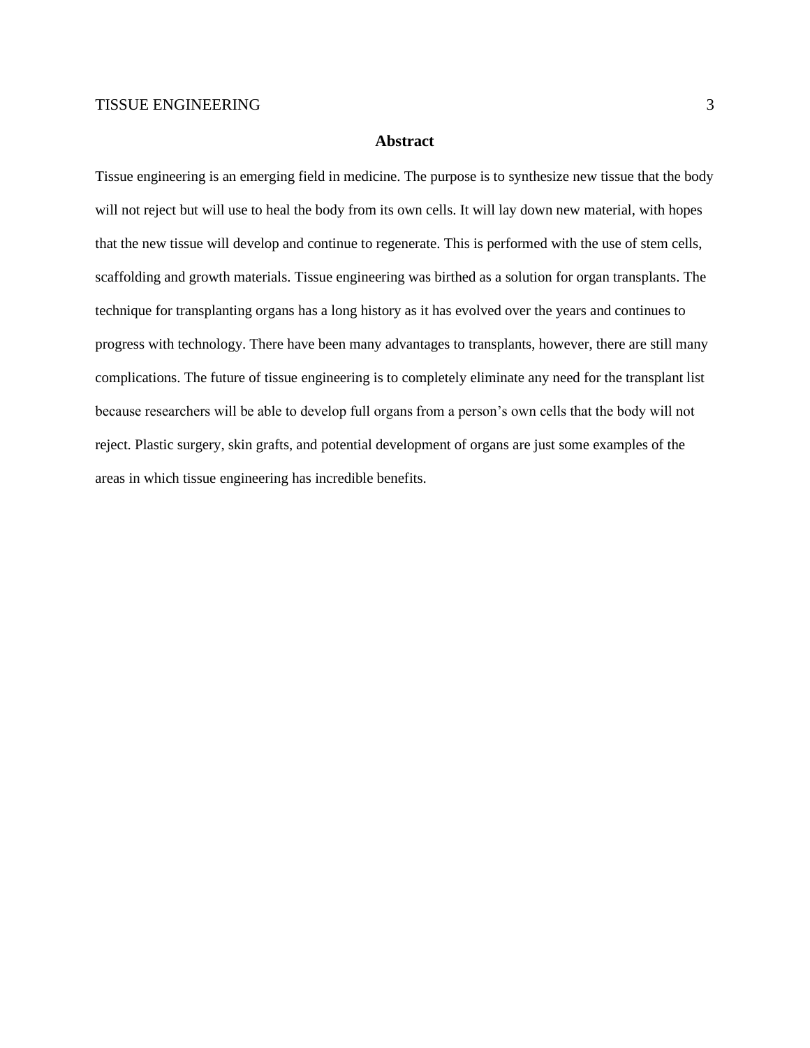## Abstract

Tissue engineering is an emerging field in medicine. The purpose is to synthesize new tissue that the body will not reject but will use to heal the body from its own cells. It will lay down new material, with hopes that the new tissue will develop and continue to regenerate. This is performed with the use of stem cells, scaffolding and growth materials. Tissue engineering was birthed as a solution for organ transplants. The technique for transplanting organs has a long history as it has evolved over the years and continues to progress with technology. There have been many advantages to transplants, however, there are still many complications. The future of tissue engineering is to completely eliminate any need for the transplant list because researchers will be able to develop full organs from a person's own cells that the body will not reject. Plastic surgery, skin grafts, and potential development of organs are just some examples of the areas in which tissue engineering has incredible benefits.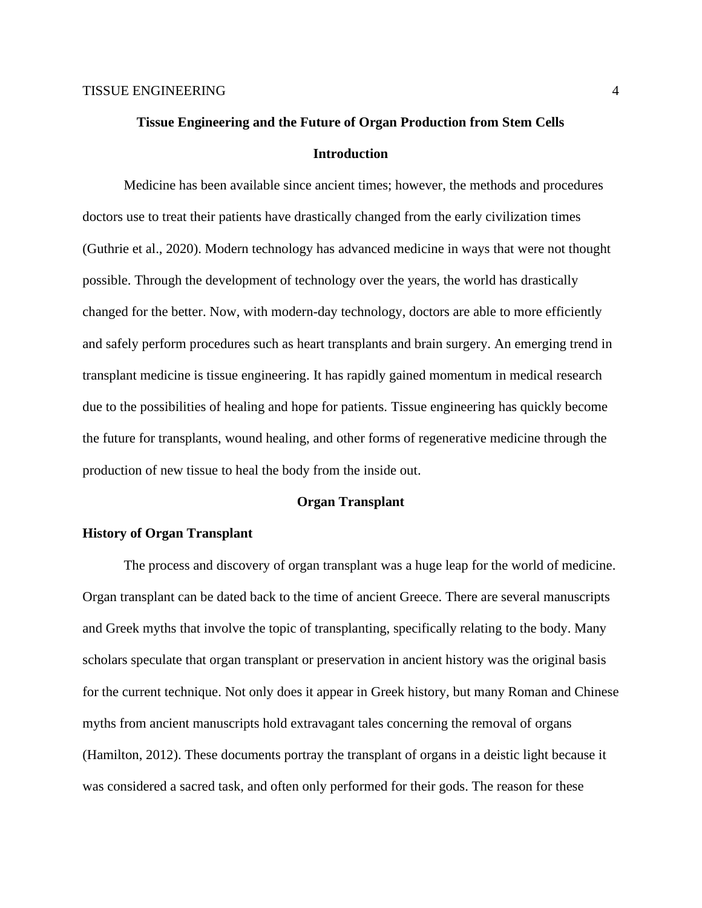# Tissue Engineering and the Future of Organ Production from Stem Cells

## Introduction

Medicine has been available since ancient times; however, the methods and procedures doctors use to treat their patients have drastically changed from the early civilization times (Guthrie et al., 2020). Modern technology has advanced medicine in ways that were not thought possible. Through the development of technology over the years, the world has drastically changed for the better. Now, with modern-day technology, doctors are able to more efficiently and safely perform procedures such as heart transplants and brain surgery. An emerging trend in transplant medicine is tissue engineering. It has rapidly gained momentum in medical research due to the possibilities of healing and hope for patients. Tissue engineering has quickly become the future for transplants, wound healing, and other forms of regenerative medicine through the production of new tissue to heal the body from the inside out.

## Organ Transplant

### History of Organ Transplant

The process and discovery of organ transplant was a huge leap for the world of medicine. Organ transplant can be dated back to the time of ancient Greece. There are several manuscripts and Greek myths that involve the topic of transplanting, specifically relating to the body. Many scholars speculate that organ transplant or preservation in ancient history was the original basis for the current technique. Not only does it appear in Greek history, but many Roman and Chinese myths from ancient manuscripts hold extravagant tales concerning the removal of organs (Hamilton, 2012). These documents portray the transplant of organs in a deistic light because it was considered a sacred task, and often only performed for their gods. The reason for these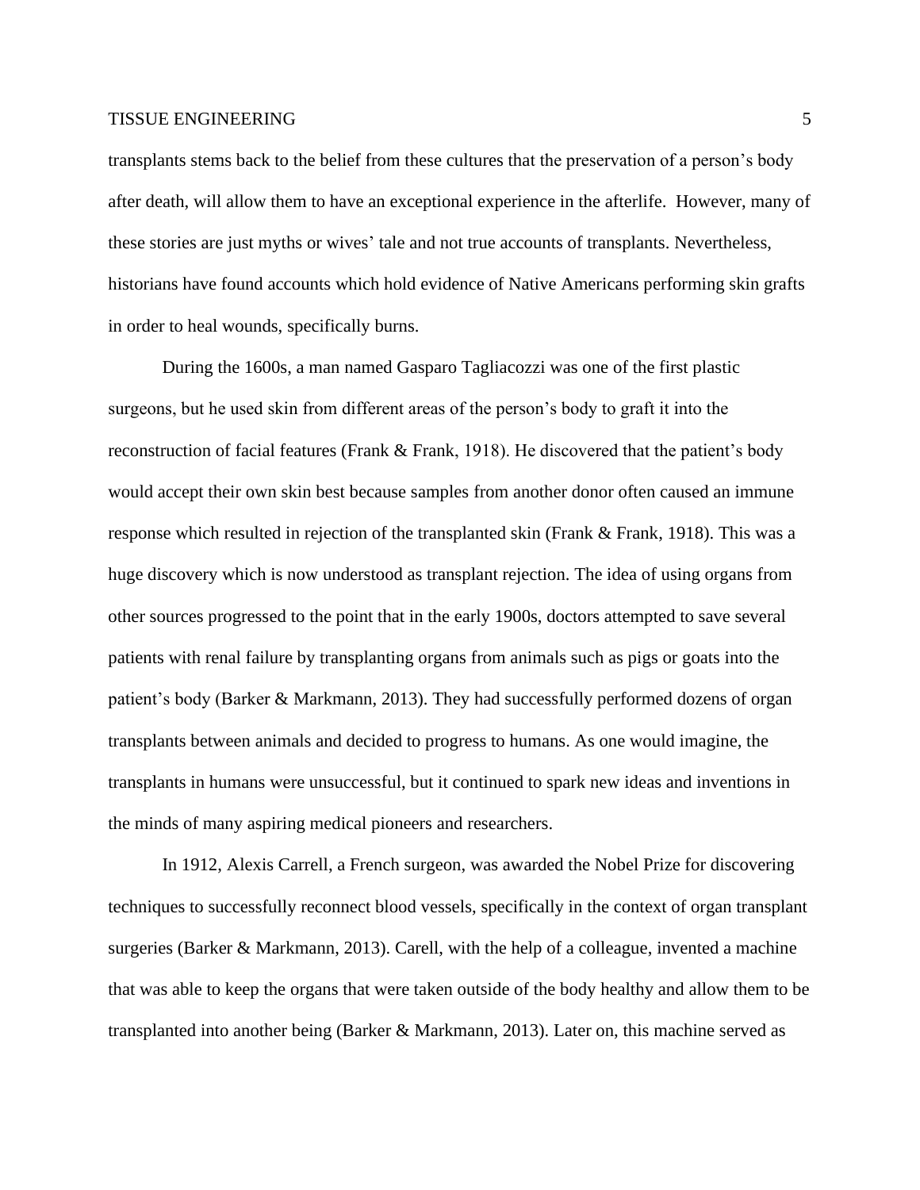transplants stems back to the belief from these cultures that the preservation of a person's body after death, will allow them to have an exceptional experience in the afterlife.  However, many of these stories are just myths or wives' tale and not true accounts of transplants. Nevertheless, historians have found accounts which hold evidence of Native Americans performing skin grafts in order to heal wounds, specifically burns.

During the 1600s, a man named Gasparo Tagliacozzi was one of the first plastic surgeons, but he used skin from different areas of the person's body to graft it into the reconstruction of facial features (Frank & Frank, 1918). He discovered that the patient's body would accept their own skin best because samples from another donor often caused an immune response which resulted in rejection of the transplanted skin (Frank & Frank, 1918). This was a huge discovery which is now understood as transplant rejection. The idea of using organs from other sources progressed to the point that in the early 1900s, doctors attempted to save several patients with renal failure by transplanting organs from animals such as pigs or goats into the patient's body (Barker & Markmann, 2013). They had successfully performed dozens of organ transplants between animals and decided to progress to humans. As one would imagine, the transplants in humans were unsuccessful, but it continued to spark new ideas and inventions in the minds of many aspiring medical pioneers and researchers.

In 1912, Alexis Carrell, a French surgeon, was awarded the Nobel Prize for discovering techniques to successfully reconnect blood vessels, specifically in the context of organ transplant surgeries (Barker & Markmann, 2013). Carell, with the help of a colleague, invented a machine that was able to keep the organs that were taken outside of the body healthy and allow them to be transplanted into another being (Barker & Markmann, 2013). Later on, this machine served as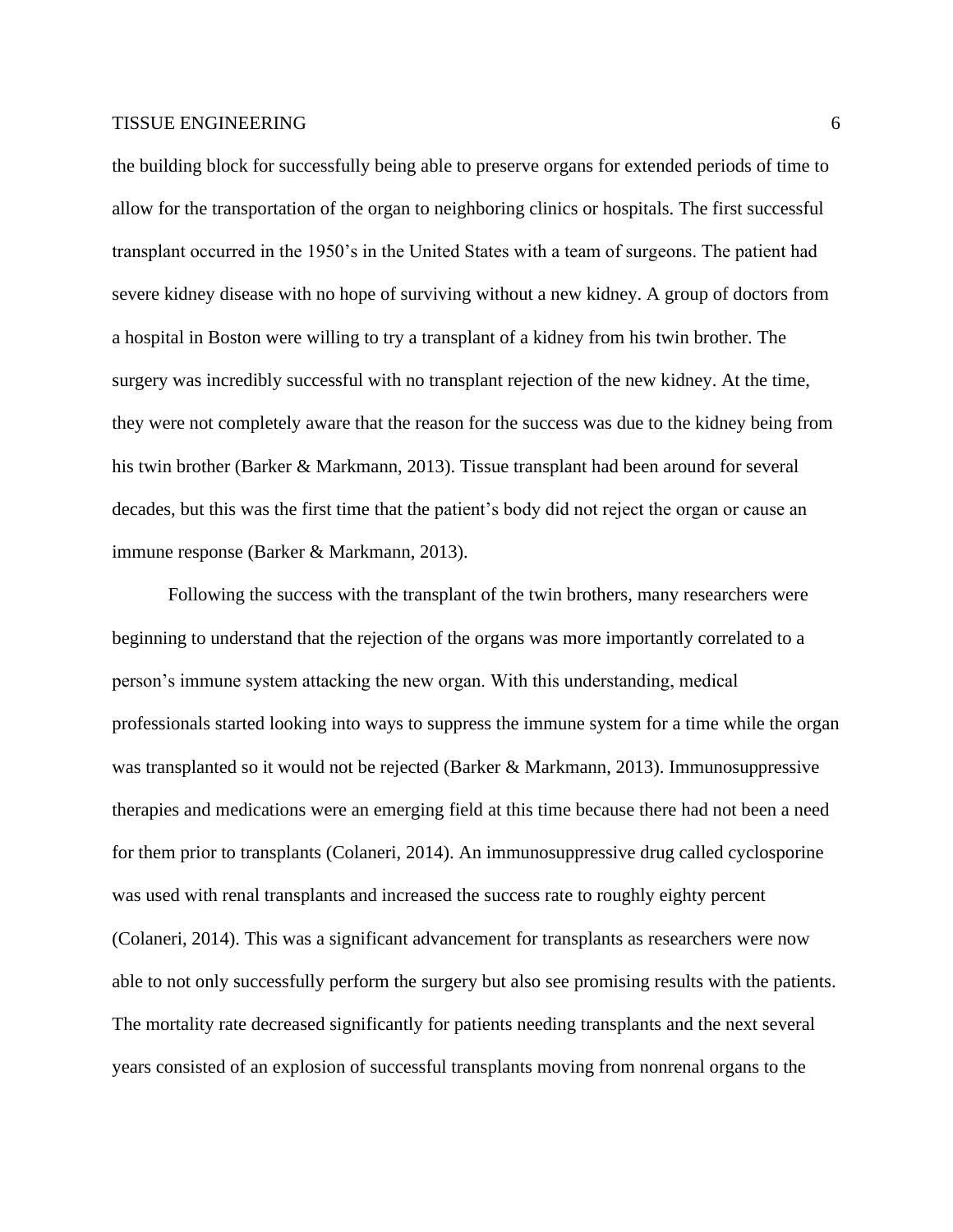the building block for successfully being able to preserve organs for extended periods of time to allow for the transportation of the organ to neighboring clinics or hospitals. The first successful transplant occurred in the 1950's in the United States with a team of surgeons. The patient had severe kidney disease with no hope of surviving without a new kidney. A group of doctors from a hospital in Boston were willing to try a transplant of a kidney from his twin brother. The surgery was incredibly successful with no transplant rejection of the new kidney. At the time, they were not completely aware that the reason for the success was due to the kidney being from his twin brother (Barker & Markmann, 2013). Tissue transplant had been around for several decades, but this was the first time that the patient's body did not reject the organ or cause an immune response (Barker & Markmann, 2013).

Following the success with the transplant of the twin brothers, many researchers were beginning to understand that the rejection of the organs was more importantly correlated to a person's immune system attacking the new organ. With this understanding, medical professionals started looking into ways to suppress the immune system for a time while the organ was transplanted so it would not be rejected (Barker & Markmann, 2013). Immunosuppressive therapies and medications were an emerging field at this time because there had not been a need for them prior to transplants (Colaneri, 2014). An immunosuppressive drug called cyclosporine was used with renal transplants and increased the success rate to roughly eighty percent (Colaneri, 2014). This was a significant advancement for transplants as researchers were now able to not only successfully perform the surgery but also see promising results with the patients. The mortality rate decreased significantly for patients needing transplants and the next several years consisted of an explosion of successful transplants moving from nonrenal organs to the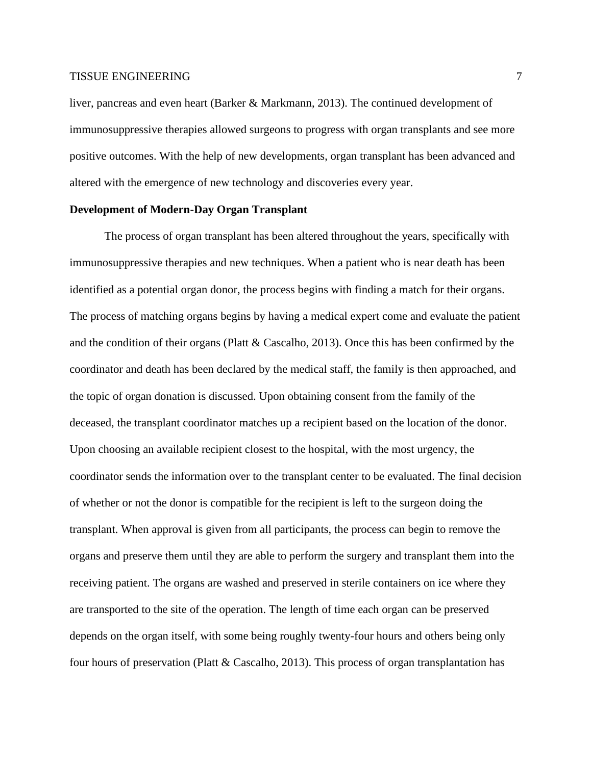liver, pancreas and even heart (Barker & Markmann, 2013). The continued development of immunosuppressive therapies allowed surgeons to progress with organ transplants and see more positive outcomes. With the help of new developments, organ transplant has been advanced and altered with the emergence of new technology and discoveries every year.

**Development of Modern-Day Organ Transplant**

The process of organ transplant has been altered throughout the years, specifically with immunosuppressive therapies and new techniques. When a patient who is near death has been identified as a potential organ donor, the process begins with finding a match for their organs. The process of matching organs begins by having a medical expert come and evaluate the patient and the condition of their organs (Platt & Cascalho, 2013). Once this has been confirmed by the coordinator and death has been declared by the medical staff, the family is then approached, and the topic of organ donation is discussed. Upon obtaining consent from the family of the deceased, the transplant coordinator matches up a recipient based on the location of the donor. Upon choosing an available recipient closest to the hospital, with the most urgency, the coordinator sends the information over to the transplant center to be evaluated. The final decision of whether or not the donor is compatible for the recipient is left to the surgeon doing the transplant. When approval is given from all participants, the process can begin to remove the organs and preserve them until they are able to perform the surgery and transplant them into the receiving patient. The organs are washed and preserved in sterile containers on ice where they are transported to the site of the operation. The length of time each organ can be preserved depends on the organ itself, with some being roughly twenty-four hours and others being only four hours of preservation (Platt & Cascalho, 2013). This process of organ transplantation has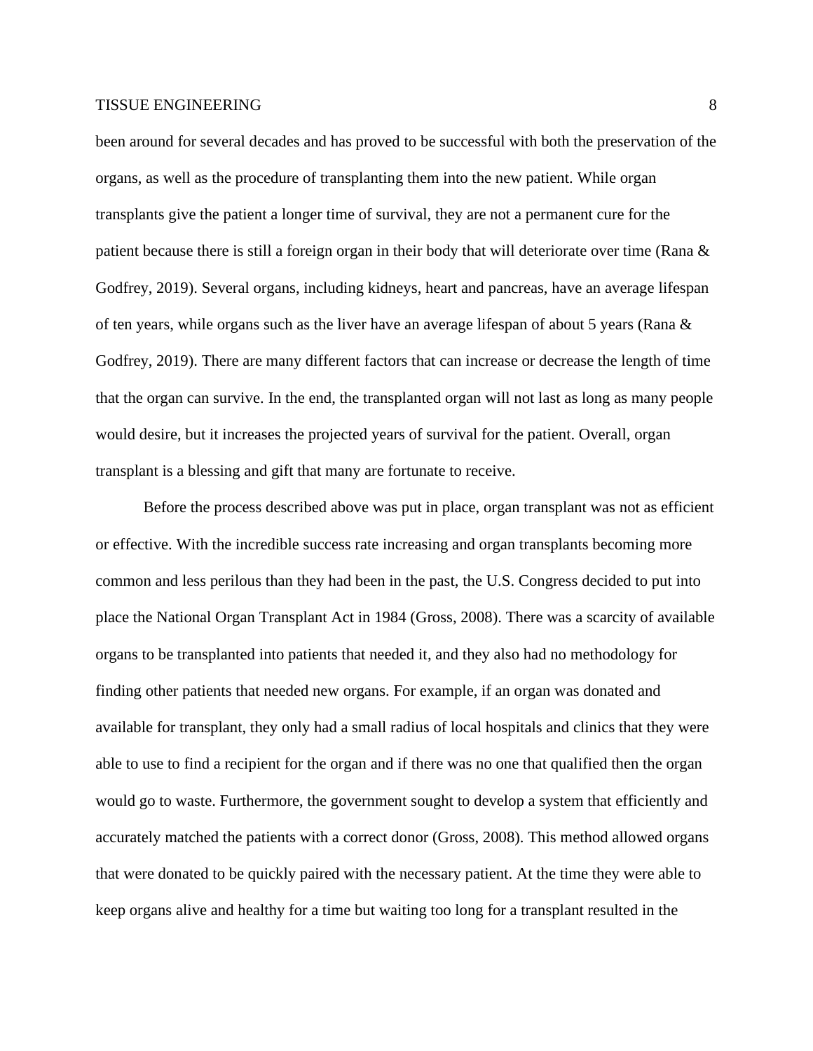been around for several decades and has proved to be successful with both the preservation of the organs, as well as the procedure of transplanting them into the new patient. While organ transplants give the patient a longer time of survival, they are not a permanent cure for the patient because there is still a foreign organ in their body that will deteriorate over time (Rana & Godfrey, 2019). Several organs, including kidneys, heart and pancreas, have an average lifespan of ten years, while organs such as the liver have an average lifespan of about 5 years (Rana & Godfrey, 2019). There are many different factors that can increase or decrease the length of time that the organ can survive. In the end, the transplanted organ will not last as long as many people would desire, but it increases the projected years of survival for the patient. Overall, organ transplant is a blessing and gift that many are fortunate to receive.

Before the process described above was put in place, organ transplant was not as efficient or effective. With the incredible success rate increasing and organ transplants becoming more common and less perilous than they had been in the past, the U.S. Congress decided to put into place the National Organ Transplant Act in 1984 (Gross, 2008). There was a scarcity of available organs to be transplanted into patients that needed it, and they also had no methodology for finding other patients that needed new organs. For example, if an organ was donated and available for transplant, they only had a small radius of local hospitals and clinics that they were able to use to find a recipient for the organ and if there was no one that qualified then the organ would go to waste. Furthermore, the government sought to develop a system that efficiently and accurately matched the patients with a correct donor (Gross, 2008). This method allowed organs that were donated to be quickly paired with the necessary patient. At the time they were able to keep organs alive and healthy for a time but waiting too long for a transplant resulted in the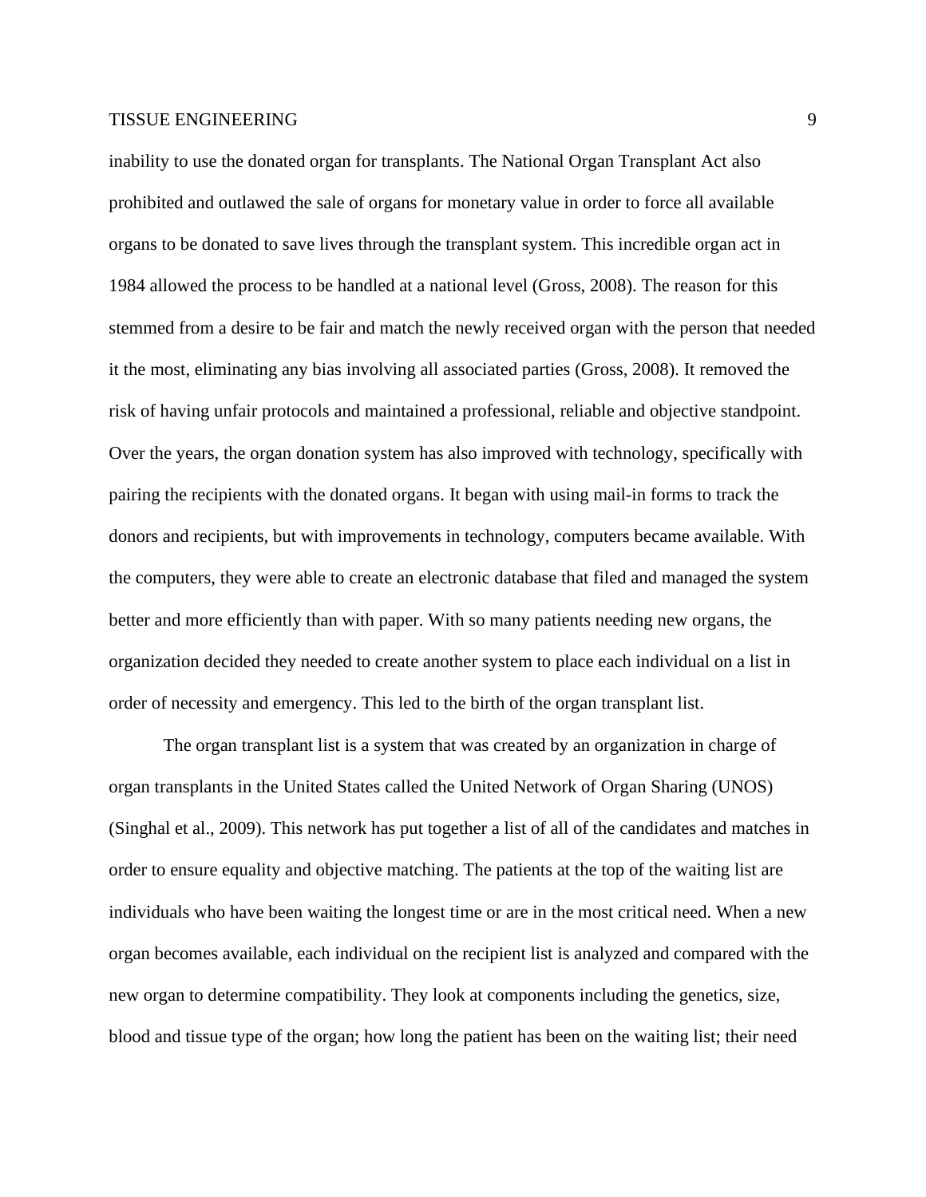inability to use the donated organ for transplants. The National Organ Transplant Act also prohibited and outlawed the sale of organs for monetary value in order to force all available organs to be donated to save lives through the transplant system. This incredible organ act in 1984 allowed the process to be handled at a national level (Gross, 2008). The reason for this stemmed from a desire to be fair and match the newly received organ with the person that needed it the most, eliminating any bias involving all associated parties (Gross, 2008). It removed the risk of having unfair protocols and maintained a professional, reliable and objective standpoint. Over the years, the organ donation system has also improved with technology, specifically with pairing the recipients with the donated organs. It began with using mail-in forms to track the donors and recipients, but with improvements in technology, computers became available. With the computers, they were able to create an electronic database that filed and managed the system better and more efficiently than with paper. With so many patients needing new organs, the organization decided they needed to create another system to place each individual on a list in order of necessity and emergency. This led to the birth of the organ transplant list.

The organ transplant list is a system that was created by an organization in charge of organ transplants in the United States called the United Network of Organ Sharing (UNOS) (Singhal et al., 2009). This network has put together a list of all of the candidates and matches in order to ensure equality and objective matching. The patients at the top of the waiting list are individuals who have been waiting the longest time or are in the most critical need. When a new organ becomes available, each individual on the recipient list is analyzed and compared with the new organ to determine compatibility. They look at components including the genetics, size, blood and tissue type of the organ; how long the patient has been on the waiting list; their need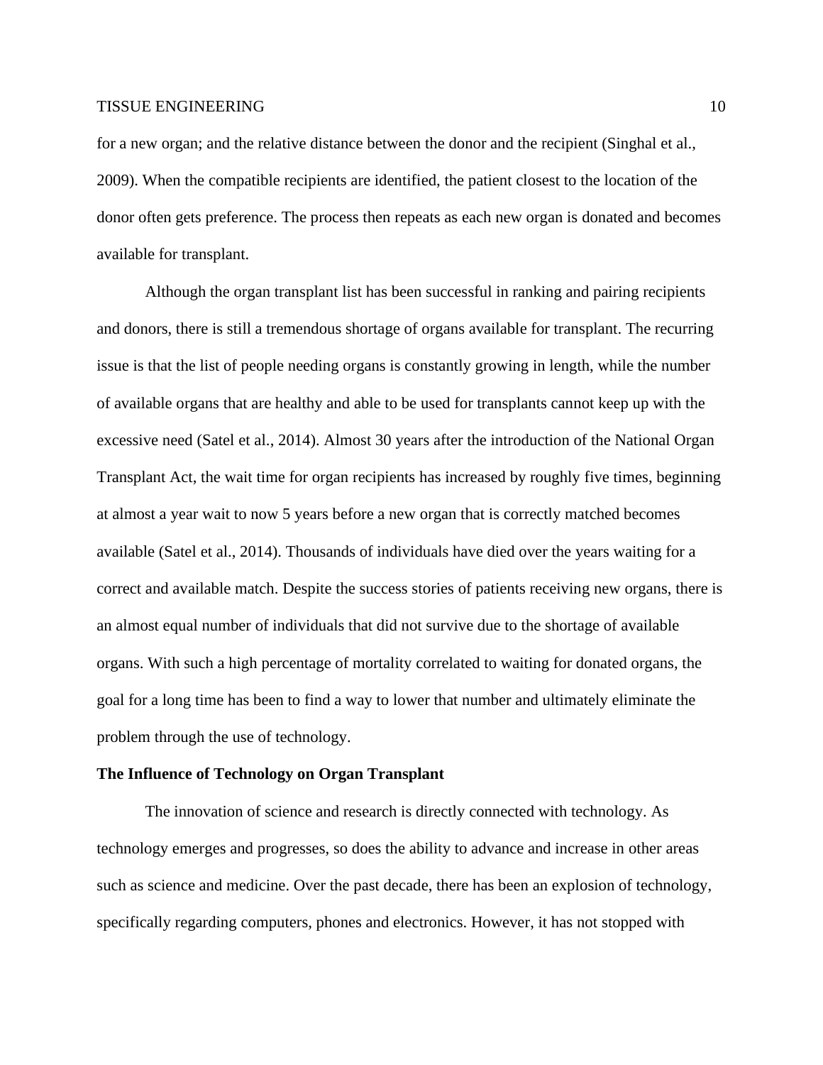for a new organ; and the relative distance between the donor and the recipient (Singhal et al., 2009). When the compatible recipients are identified, the patient closest to the location of the donor often gets preference. The process then repeats as each new organ is donated and becomes available for transplant.

Although the organ transplant list has been successful in ranking and pairing recipients and donors, there is still a tremendous shortage of organs available for transplant. The recurring issue is that the list of people needing organs is constantly growing in length, while the number of available organs that are healthy and able to be used for transplants cannot keep up with the excessive need (Satel et al., 2014). Almost 30 years after the introduction of the National Organ Transplant Act, the wait time for organ recipients has increased by roughly five times, beginning at almost a year wait to now 5 years before a new organ that is correctly matched becomes available (Satel et al., 2014). Thousands of individuals have died over the years waiting for a correct and available match. Despite the success stories of patients receiving new organs, there is an almost equal number of individuals that did not survive due to the shortage of available organs. With such a high percentage of mortality correlated to waiting for donated organs, the goal for a long time has been to find a way to lower that number and ultimately eliminate the problem through the use of technology.

**The Influence of Technology on Organ Transplant**

The innovation of science and research is directly connected with technology. As technology emerges and progresses, so does the ability to advance and increase in other areas such as science and medicine. Over the past decade, there has been an explosion of technology, specifically regarding computers, phones and electronics. However, it has not stopped with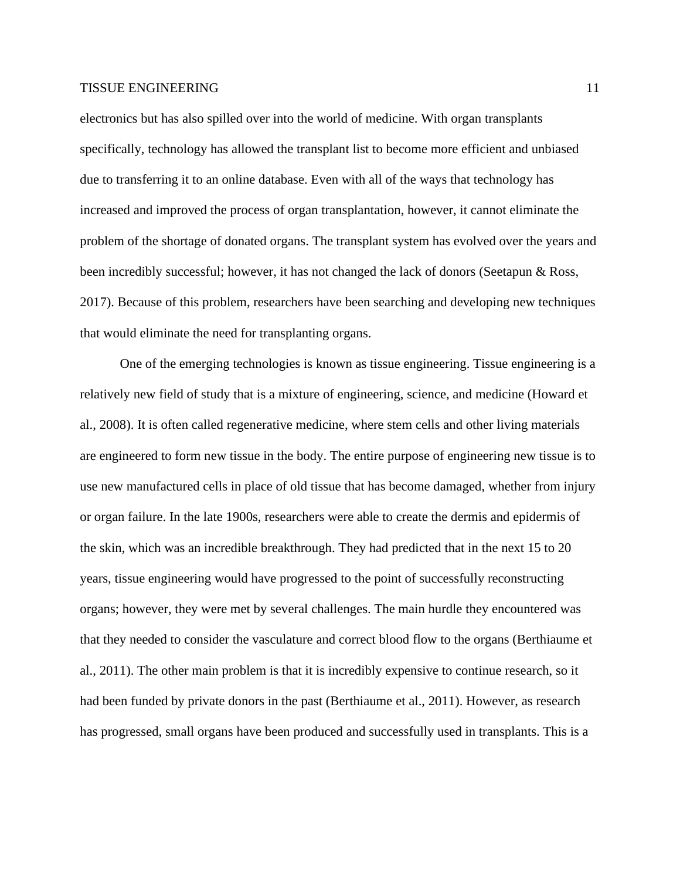electronics but has also spilled over into the world of medicine. With organ transplants specifically, technology has allowed the transplant list to become more efficient and unbiased due to transferring it to an online database. Even with all of the ways that technology has increased and improved the process of organ transplantation, however, it cannot eliminate the problem of the shortage of donated organs. The transplant system has evolved over the years and been incredibly successful; however, it has not changed the lack of donors (Seetapun & Ross, 2017). Because of this problem, researchers have been searching and developing new techniques that would eliminate the need for transplanting organs.

One of the emerging technologies is known as tissue engineering. Tissue engineering is a relatively new field of study that is a mixture of engineering, science, and medicine (Howard et al., 2008). It is often called regenerative medicine, where stem cells and other living materials are engineered to form new tissue in the body. The entire purpose of engineering new tissue is to use new manufactured cells in place of old tissue that has become damaged, whether from injury or organ failure. In the late 1900s, researchers were able to create the dermis and epidermis of the skin, which was an incredible breakthrough. They had predicted that in the next 15 to 20 years, tissue engineering would have progressed to the point of successfully reconstructing organs; however, they were met by several challenges. The main hurdle they encountered was that they needed to consider the vasculature and correct blood flow to the organs (Berthiaume et al., 2011). The other main problem is that it is incredibly expensive to continue research, so it had been funded by private donors in the past (Berthiaume et al., 2011). However, as research has progressed, small organs have been produced and successfully used in transplants. This is a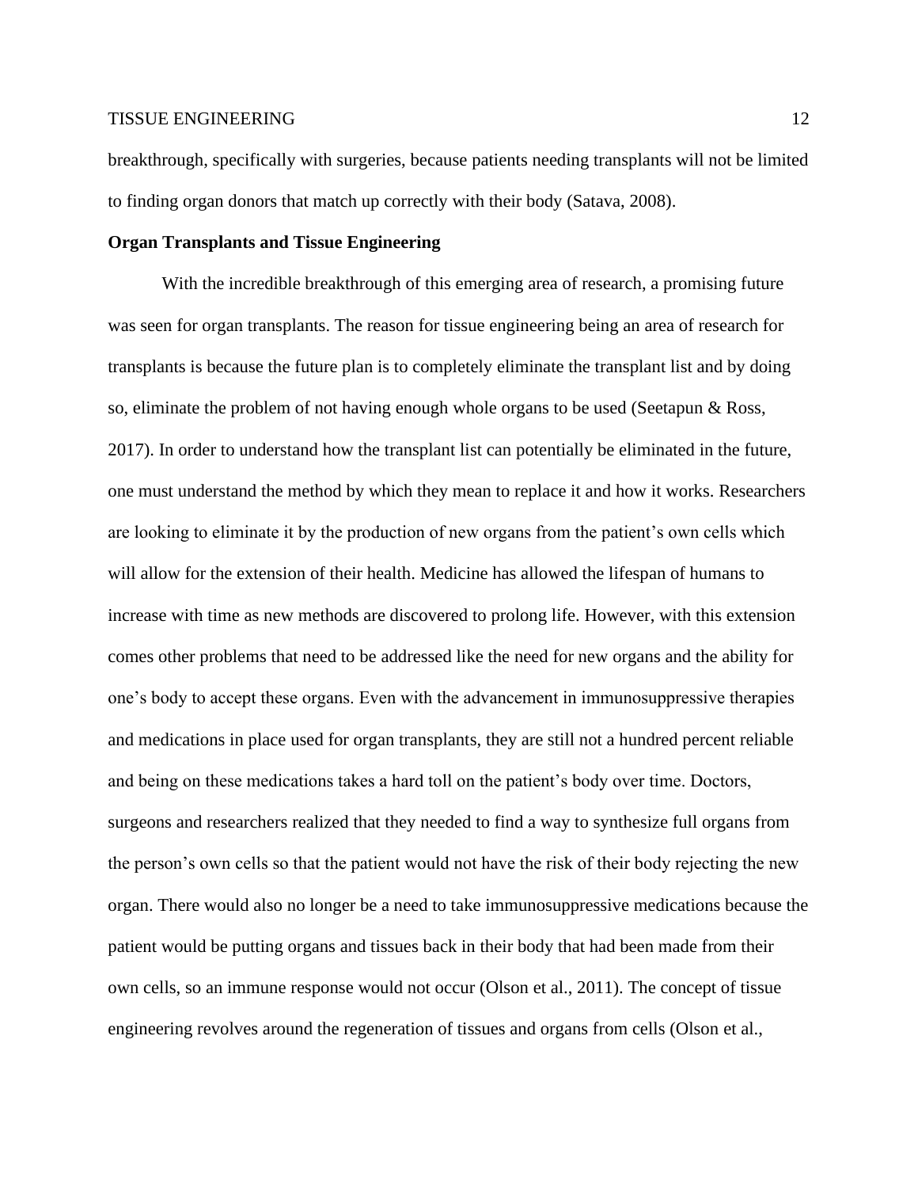breakthrough, specifically with surgeries, because patients needing transplants will not be limited to finding organ donors that match up correctly with their body (Satava, 2008).

**Organ Transplants and Tissue Engineering**

With the incredible breakthrough of this emerging area of research, a promising future was seen for organ transplants. The reason for tissue engineering being an area of research for transplants is because the future plan is to completely eliminate the transplant list and by doing so, eliminate the problem of not having enough whole organs to be used (Seetapun & Ross, 2017). In order to understand how the transplant list can potentially be eliminated in the future, one must understand the method by which they mean to replace it and how it works. Researchers are looking to eliminate it by the production of new organs from the patient's own cells which will allow for the extension of their health. Medicine has allowed the lifespan of humans to increase with time as new methods are discovered to prolong life. However, with this extension comes other problems that need to be addressed like the need for new organs and the ability for one's body to accept these organs. Even with the advancement in immunosuppressive therapies and medications in place used for organ transplants, they are still not a hundred percent reliable and being on these medications takes a hard toll on the patient's body over time. Doctors, surgeons and researchers realized that they needed to find a way to synthesize full organs from the person's own cells so that the patient would not have the risk of their body rejecting the new organ. There would also no longer be a need to take immunosuppressive medications because the patient would be putting organs and tissues back in their body that had been made from their own cells, so an immune response would not occur (Olson et al., 2011). The concept of tissue engineering revolves around the regeneration of tissues and organs from cells (Olson et al.,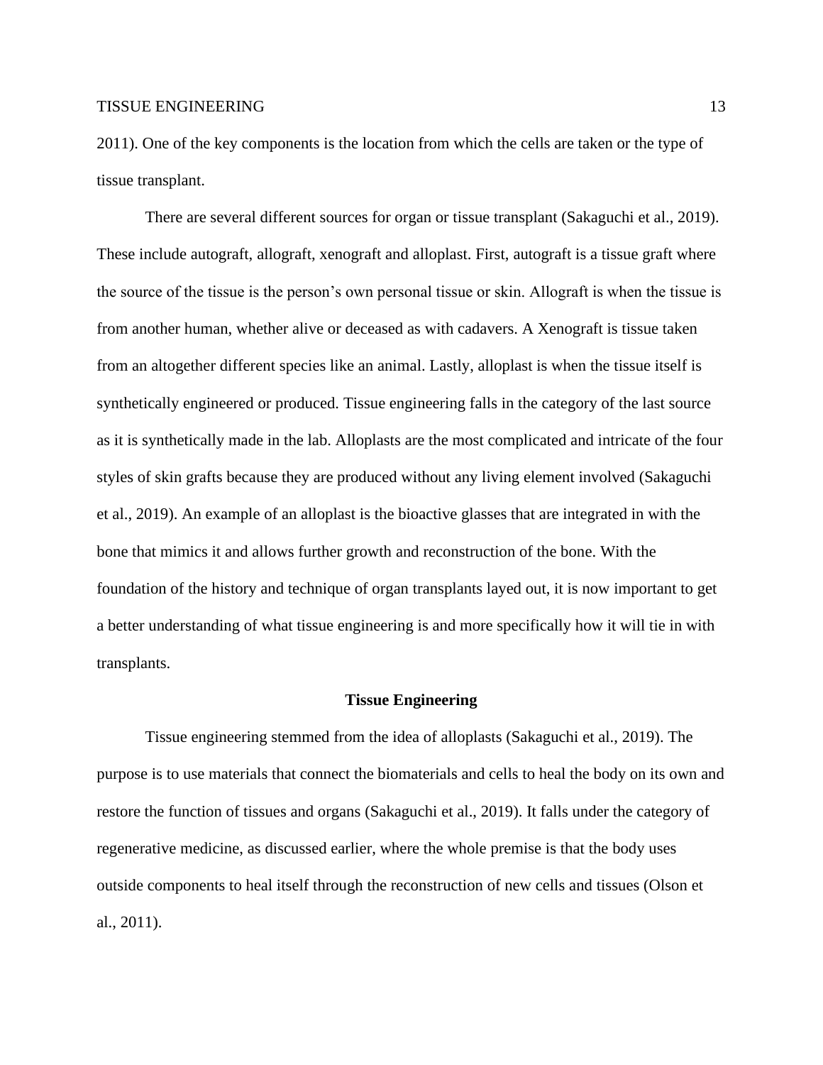2011). One of the key components is the location from which the cells are taken or the type of tissue transplant.

There are several different sources for organ or tissue transplant (Sakaguchi et al., 2019). These include autograft, allograft, xenograft and alloplast. First, autograft is a tissue graft where the source of the tissue is the person's own personal tissue or skin. Allograft is when the tissue is from another human, whether alive or deceased as with cadavers. A Xenograft is tissue taken from an altogether different species like an animal. Lastly, alloplast is when the tissue itself is synthetically engineered or produced. Tissue engineering falls in the category of the last source as it is synthetically made in the lab. Alloplasts are the most complicated and intricate of the four styles of skin grafts because they are produced without any living element involved (Sakaguchi et al., 2019). An example of an alloplast is the bioactive glasses that are integrated in with the bone that mimics it and allows further growth and reconstruction of the bone. With the foundation of the history and technique of organ transplants layed out, it is now important to get a better understanding of what tissue engineering is and more specifically how it will tie in with transplants.

## Tissue Engineering

Tissue engineering stemmed from the idea of alloplasts (Sakaguchi et al., 2019). The purpose is to use materials that connect the biomaterials and cells to heal the body on its own and restore the function of tissues and organs (Sakaguchi et al., 2019). It falls under the category of regenerative medicine, as discussed earlier, where the whole premise is that the body uses outside components to heal itself through the reconstruction of new cells and tissues (Olson et al., 2011).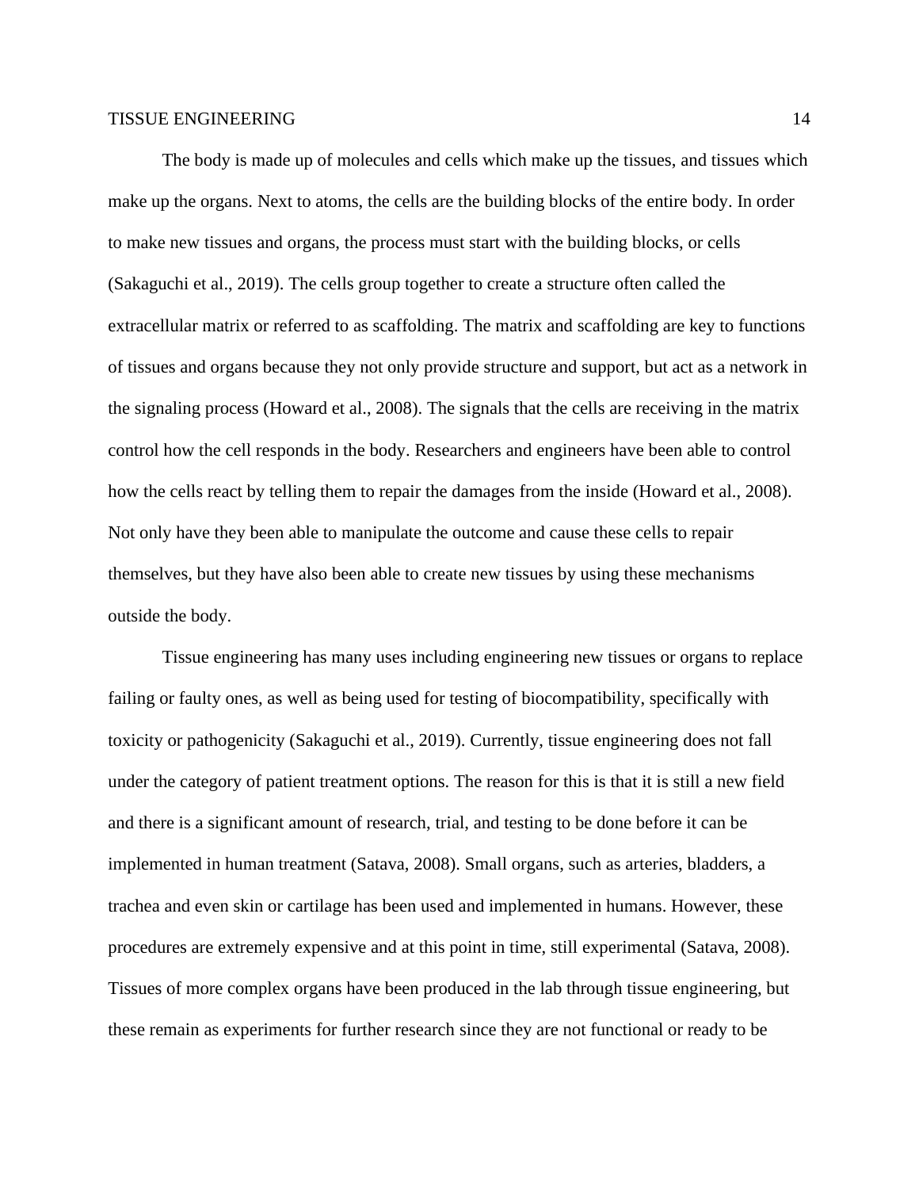The body is made up of molecules and cells which make up the tissues, and tissues which make up the organs. Next to atoms, the cells are the building blocks of the entire body. In order to make new tissues and organs, the process must start with the building blocks, or cells (Sakaguchi et al., 2019). The cells group together to create a structure often called the extracellular matrix or referred to as scaffolding. The matrix and scaffolding are key to functions of tissues and organs because they not only provide structure and support, but act as a network in the signaling process (Howard et al., 2008). The signals that the cells are receiving in the matrix control how the cell responds in the body. Researchers and engineers have been able to control how the cells react by telling them to repair the damages from the inside (Howard et al., 2008). Not only have they been able to manipulate the outcome and cause these cells to repair themselves, but they have also been able to create new tissues by using these mechanisms outside the body.

Tissue engineering has many uses including engineering new tissues or organs to replace failing or faulty ones, as well as being used for testing of biocompatibility, specifically with toxicity or pathogenicity (Sakaguchi et al., 2019). Currently, tissue engineering does not fall under the category of patient treatment options. The reason for this is that it is still a new field and there is a significant amount of research, trial, and testing to be done before it can be implemented in human treatment (Satava, 2008). Small organs, such as arteries, bladders, a trachea and even skin or cartilage has been used and implemented in humans. However, these procedures are extremely expensive and at this point in time, still experimental (Satava, 2008). Tissues of more complex organs have been produced in the lab through tissue engineering, but these remain as experiments for further research since they are not functional or ready to be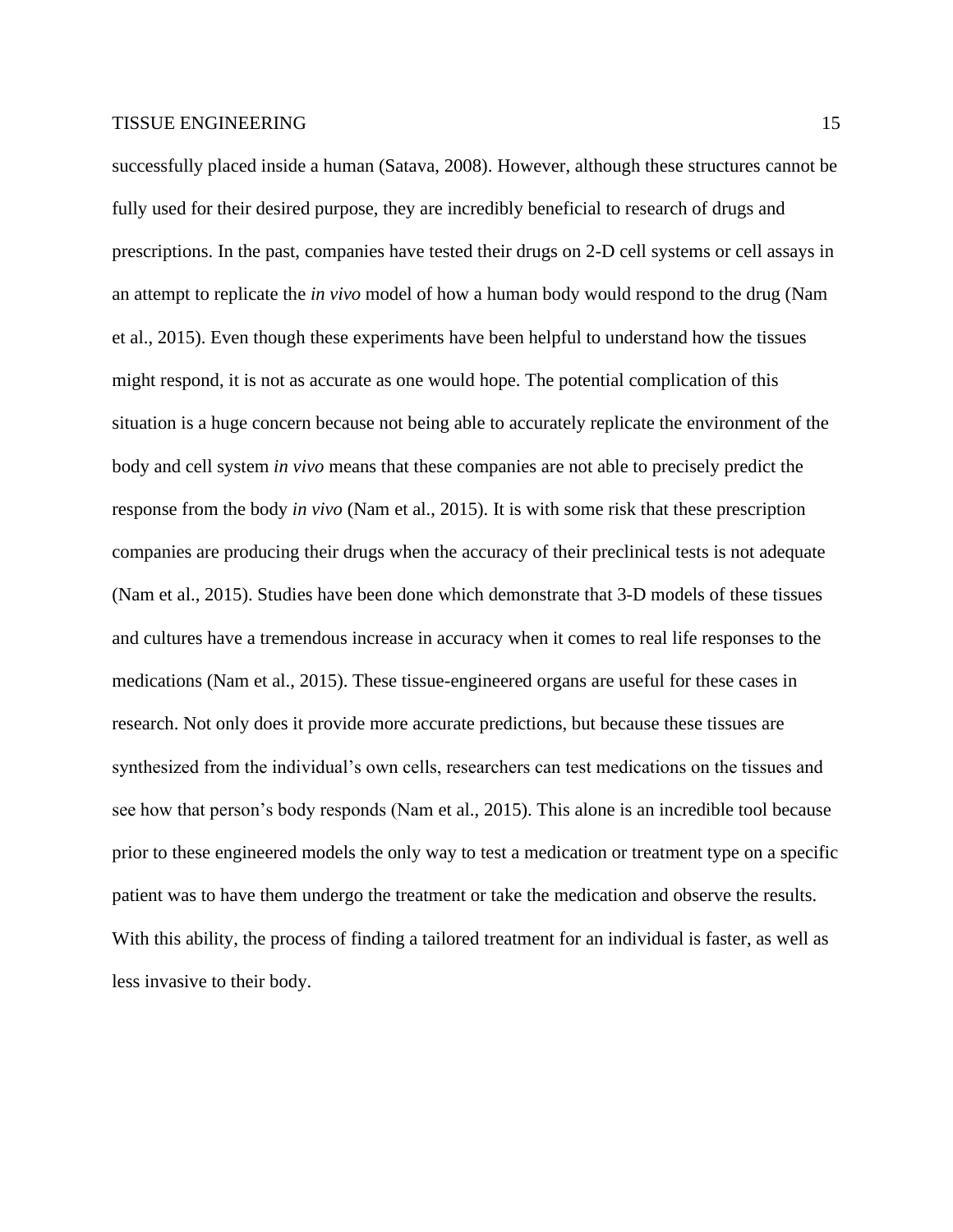successfully placed inside a human (Satava, 2008). However, although these structures cannot be fully used for their desired purpose, they are incredibly beneficial to research of drugs and prescriptions. In the past, companies have tested their drugs on 2-D cell systems or cell assays in an attempt to replicate the *in vivo* model of how a human body would respond to the drug (Nam et al., 2015). Even though these experiments have been helpful to understand how the tissues might respond, it is not as accurate as one would hope. The potential complication of this situation is a huge concern because not being able to accurately replicate the environment of the body and cell system *in vivo* means that these companies are not able to precisely predict the response from the body *in vivo* (Nam et al., 2015). It is with some risk that these prescription companies are producing their drugs when the accuracy of their preclinical tests is not adequate (Nam et al., 2015). Studies have been done which demonstrate that 3-D models of these tissues and cultures have a tremendous increase in accuracy when it comes to real life responses to the medications (Nam et al., 2015). These tissue-engineered organs are useful for these cases in research. Not only does it provide more accurate predictions, but because these tissues are synthesized from the individual's own cells, researchers can test medications on the tissues and see how that person's body responds (Nam et al., 2015). This alone is an incredible tool because prior to these engineered models the only way to test a medication or treatment type on a specific patient was to have them undergo the treatment or take the medication and observe the results. With this ability, the process of finding a tailored treatment for an individual is faster, as well as less invasive to their body.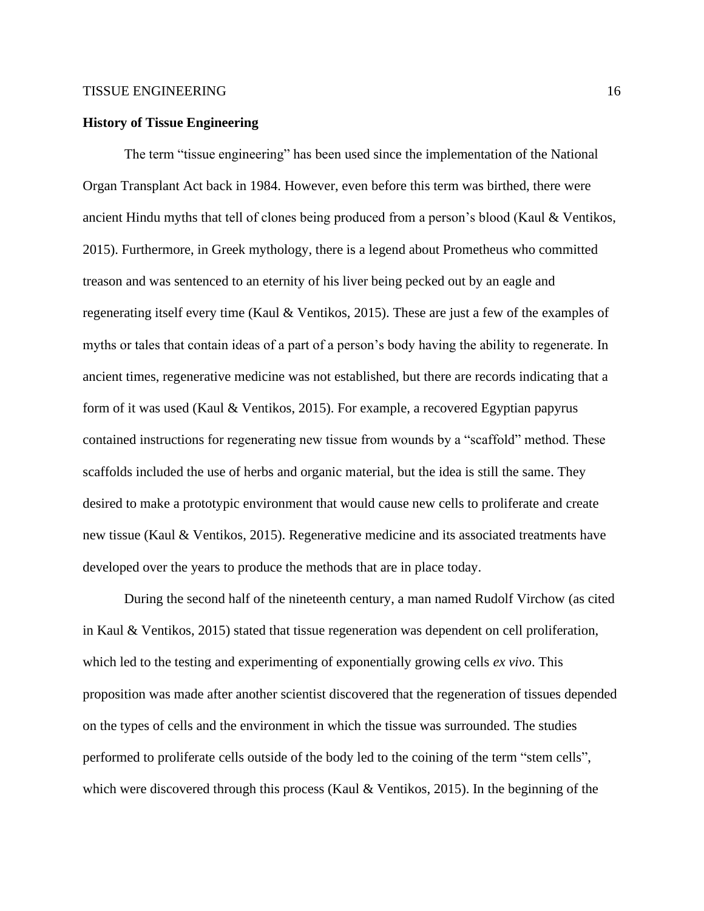**History of Tissue Engineering**

The term "tissue engineering" has been used since the implementation of the National Organ Transplant Act back in 1984. However, even before this term was birthed, there were ancient Hindu myths that tell of clones being produced from a person's blood (Kaul & Ventikos, 2015). Furthermore, in Greek mythology, there is a legend about Prometheus who committed treason and was sentenced to an eternity of his liver being pecked out by an eagle and regenerating itself every time (Kaul & Ventikos, 2015). These are just a few of the examples of myths or tales that contain ideas of a part of a person's body having the ability to regenerate. In ancient times, regenerative medicine was not established, but there are records indicating that a form of it was used (Kaul & Ventikos, 2015). For example, a recovered Egyptian papyrus contained instructions for regenerating new tissue from wounds by a "scaffold" method. These scaffolds included the use of herbs and organic material, but the idea is still the same. They desired to make a prototypic environment that would cause new cells to proliferate and create new tissue (Kaul & Ventikos, 2015). Regenerative medicine and its associated treatments have developed over the years to produce the methods that are in place today.

During the second half of the nineteenth century, a man named Rudolf Virchow (as cited in Kaul & Ventikos, 2015) stated that tissue regeneration was dependent on cell proliferation, which led to the testing and experimenting of exponentially growing cells *ex vivo*. This proposition was made after another scientist discovered that the regeneration of tissues depended on the types of cells and the environment in which the tissue was surrounded. The studies performed to proliferate cells outside of the body led to the coining of the term "stem cells", which were discovered through this process (Kaul & Ventikos, 2015). In the beginning of the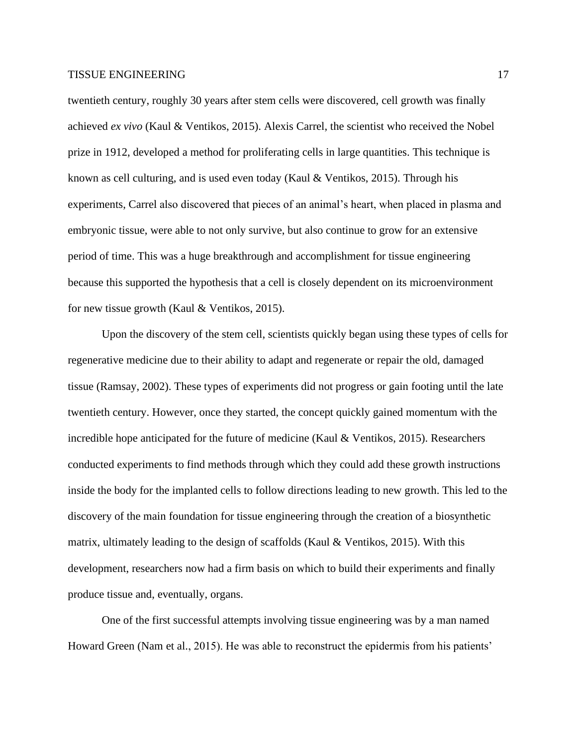twentieth century, roughly 30 years after stem cells were discovered, cell growth was finally achieved *ex vivo* (Kaul & Ventikos, 2015). Alexis Carrel, the scientist who received the Nobel prize in 1912, developed a method for proliferating cells in large quantities. This technique is known as cell culturing, and is used even today (Kaul & Ventikos, 2015). Through his experiments, Carrel also discovered that pieces of an animal's heart, when placed in plasma and embryonic tissue, were able to not only survive, but also continue to grow for an extensive period of time. This was a huge breakthrough and accomplishment for tissue engineering because this supported the hypothesis that a cell is closely dependent on its microenvironment for new tissue growth (Kaul & Ventikos, 2015).

Upon the discovery of the stem cell, scientists quickly began using these types of cells for regenerative medicine due to their ability to adapt and regenerate or repair the old, damaged tissue (Ramsay, 2002). These types of experiments did not progress or gain footing until the late twentieth century. However, once they started, the concept quickly gained momentum with the incredible hope anticipated for the future of medicine (Kaul & Ventikos, 2015). Researchers conducted experiments to find methods through which they could add these growth instructions inside the body for the implanted cells to follow directions leading to new growth. This led to the discovery of the main foundation for tissue engineering through the creation of a biosynthetic matrix, ultimately leading to the design of scaffolds (Kaul & Ventikos, 2015). With this development, researchers now had a firm basis on which to build their experiments and finally produce tissue and, eventually, organs.

One of the first successful attempts involving tissue engineering was by a man named Howard Green (Nam et al., 2015). He was able to reconstruct the epidermis from his patients'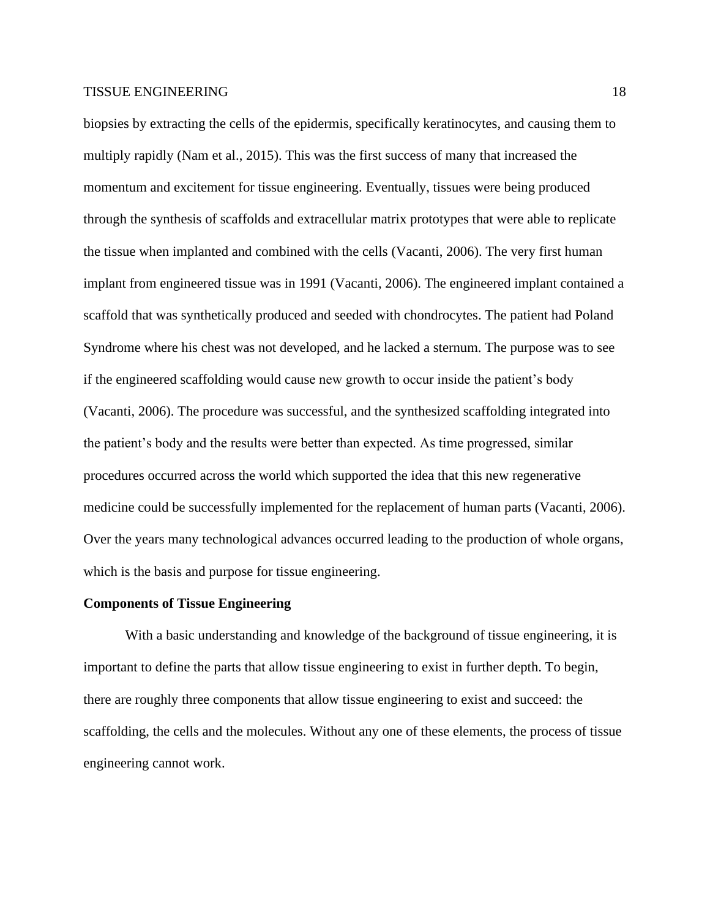biopsies by extracting the cells of the epidermis, specifically keratinocytes, and causing them to multiply rapidly (Nam et al., 2015). This was the first success of many that increased the momentum and excitement for tissue engineering. Eventually, tissues were being produced through the synthesis of scaffolds and extracellular matrix prototypes that were able to replicate the tissue when implanted and combined with the cells (Vacanti, 2006). The very first human implant from engineered tissue was in 1991 (Vacanti, 2006). The engineered implant contained a scaffold that was synthetically produced and seeded with chondrocytes. The patient had Poland Syndrome where his chest was not developed, and he lacked a sternum. The purpose was to see if the engineered scaffolding would cause new growth to occur inside the patient's body (Vacanti, 2006). The procedure was successful, and the synthesized scaffolding integrated into the patient's body and the results were better than expected. As time progressed, similar procedures occurred across the world which supported the idea that this new regenerative medicine could be successfully implemented for the replacement of human parts (Vacanti, 2006). Over the years many technological advances occurred leading to the production of whole organs, which is the basis and purpose for tissue engineering.

**Components of Tissue Engineering**

With a basic understanding and knowledge of the background of tissue engineering, it is important to define the parts that allow tissue engineering to exist in further depth. To begin, there are roughly three components that allow tissue engineering to exist and succeed: the scaffolding, the cells and the molecules. Without any one of these elements, the process of tissue engineering cannot work.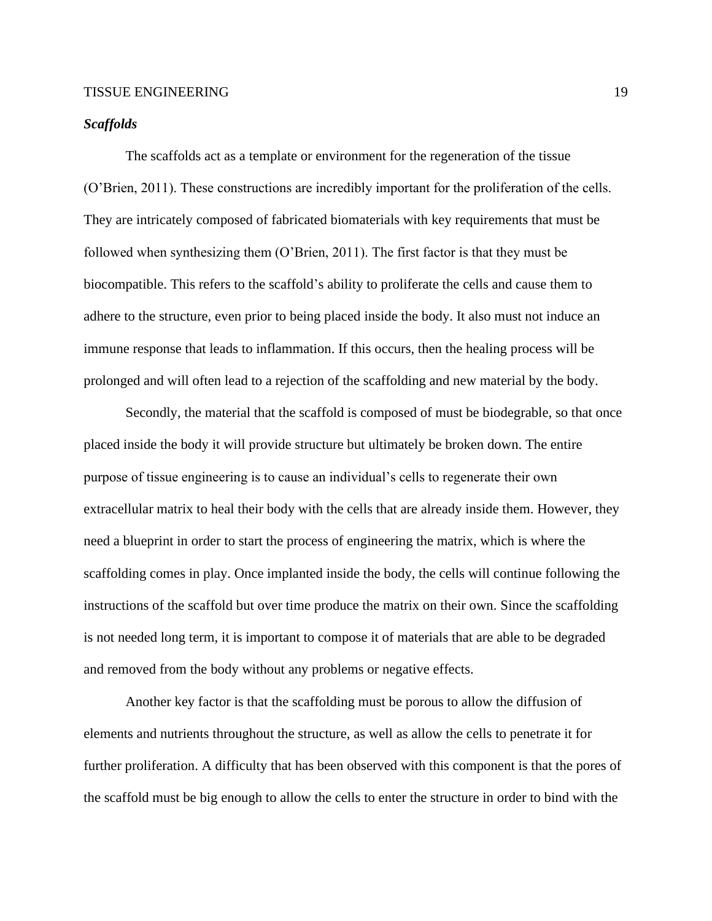***Scaffolds***

The scaffolds act as a template or environment for the regeneration of the tissue (O'Brien, 2011). These constructions are incredibly important for the proliferation of the cells. They are intricately composed of fabricated biomaterials with key requirements that must be followed when synthesizing them (O'Brien, 2011). The first factor is that they must be biocompatible. This refers to the scaffold's ability to proliferate the cells and cause them to adhere to the structure, even prior to being placed inside the body. It also must not induce an immune response that leads to inflammation. If this occurs, then the healing process will be prolonged and will often lead to a rejection of the scaffolding and new material by the body.

Secondly, the material that the scaffold is composed of must be biodegrable, so that once placed inside the body it will provide structure but ultimately be broken down. The entire purpose of tissue engineering is to cause an individual's cells to regenerate their own extracellular matrix to heal their body with the cells that are already inside them. However, they need a blueprint in order to start the process of engineering the matrix, which is where the scaffolding comes in play. Once implanted inside the body, the cells will continue following the instructions of the scaffold but over time produce the matrix on their own. Since the scaffolding is not needed long term, it is important to compose it of materials that are able to be degraded and removed from the body without any problems or negative effects.

Another key factor is that the scaffolding must be porous to allow the diffusion of elements and nutrients throughout the structure, as well as allow the cells to penetrate it for further proliferation. A difficulty that has been observed with this component is that the pores of the scaffold must be big enough to allow the cells to enter the structure in order to bind with the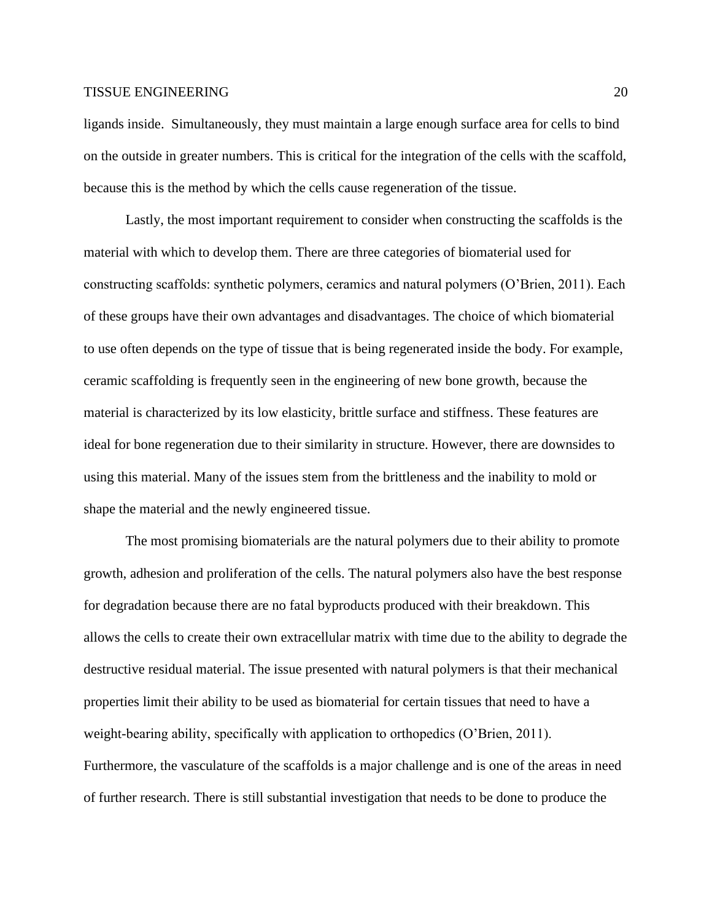ligands inside. Simultaneously, they must maintain a large enough surface area for cells to bind on the outside in greater numbers. This is critical for the integration of the cells with the scaffold, because this is the method by which the cells cause regeneration of the tissue.

Lastly, the most important requirement to consider when constructing the scaffolds is the material with which to develop them. There are three categories of biomaterial used for constructing scaffolds: synthetic polymers, ceramics and natural polymers (O'Brien, 2011). Each of these groups have their own advantages and disadvantages. The choice of which biomaterial to use often depends on the type of tissue that is being regenerated inside the body. For example, ceramic scaffolding is frequently seen in the engineering of new bone growth, because the material is characterized by its low elasticity, brittle surface and stiffness. These features are ideal for bone regeneration due to their similarity in structure. However, there are downsides to using this material. Many of the issues stem from the brittleness and the inability to mold or shape the material and the newly engineered tissue.

The most promising biomaterials are the natural polymers due to their ability to promote growth, adhesion and proliferation of the cells. The natural polymers also have the best response for degradation because there are no fatal byproducts produced with their breakdown. This allows the cells to create their own extracellular matrix with time due to the ability to degrade the destructive residual material. The issue presented with natural polymers is that their mechanical properties limit their ability to be used as biomaterial for certain tissues that need to have a weight-bearing ability, specifically with application to orthopedics (O'Brien, 2011). Furthermore, the vasculature of the scaffolds is a major challenge and is one of the areas in need of further research. There is still substantial investigation that needs to be done to produce the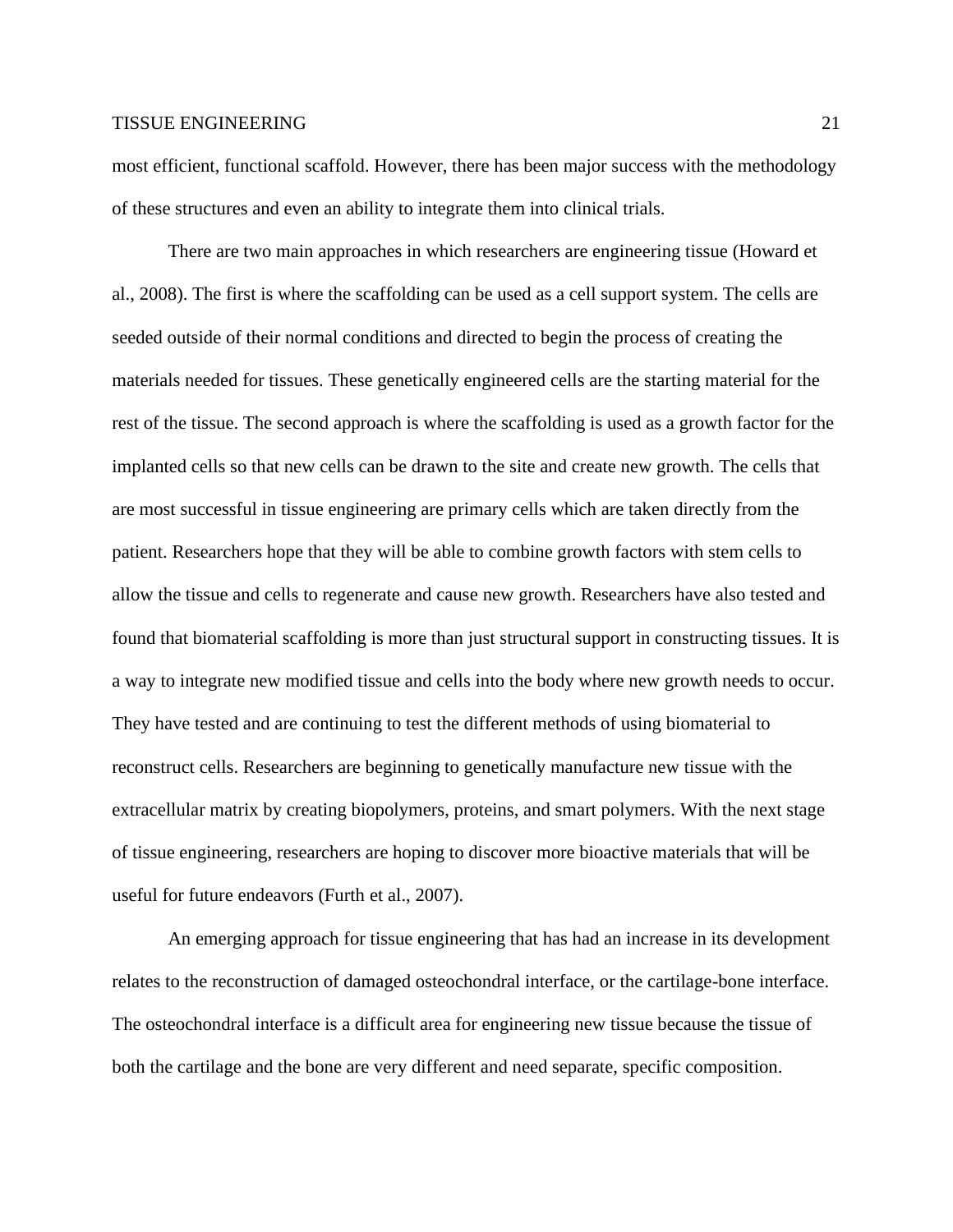most efficient, functional scaffold. However, there has been major success with the methodology of these structures and even an ability to integrate them into clinical trials.

There are two main approaches in which researchers are engineering tissue (Howard et al., 2008). The first is where the scaffolding can be used as a cell support system. The cells are seeded outside of their normal conditions and directed to begin the process of creating the materials needed for tissues. These genetically engineered cells are the starting material for the rest of the tissue. The second approach is where the scaffolding is used as a growth factor for the implanted cells so that new cells can be drawn to the site and create new growth. The cells that are most successful in tissue engineering are primary cells which are taken directly from the patient. Researchers hope that they will be able to combine growth factors with stem cells to allow the tissue and cells to regenerate and cause new growth. Researchers have also tested and found that biomaterial scaffolding is more than just structural support in constructing tissues. It is a way to integrate new modified tissue and cells into the body where new growth needs to occur. They have tested and are continuing to test the different methods of using biomaterial to reconstruct cells. Researchers are beginning to genetically manufacture new tissue with the extracellular matrix by creating biopolymers, proteins, and smart polymers. With the next stage of tissue engineering, researchers are hoping to discover more bioactive materials that will be useful for future endeavors (Furth et al., 2007).

An emerging approach for tissue engineering that has had an increase in its development relates to the reconstruction of damaged osteochondral interface, or the cartilage-bone interface. The osteochondral interface is a difficult area for engineering new tissue because the tissue of both the cartilage and the bone are very different and need separate, specific composition.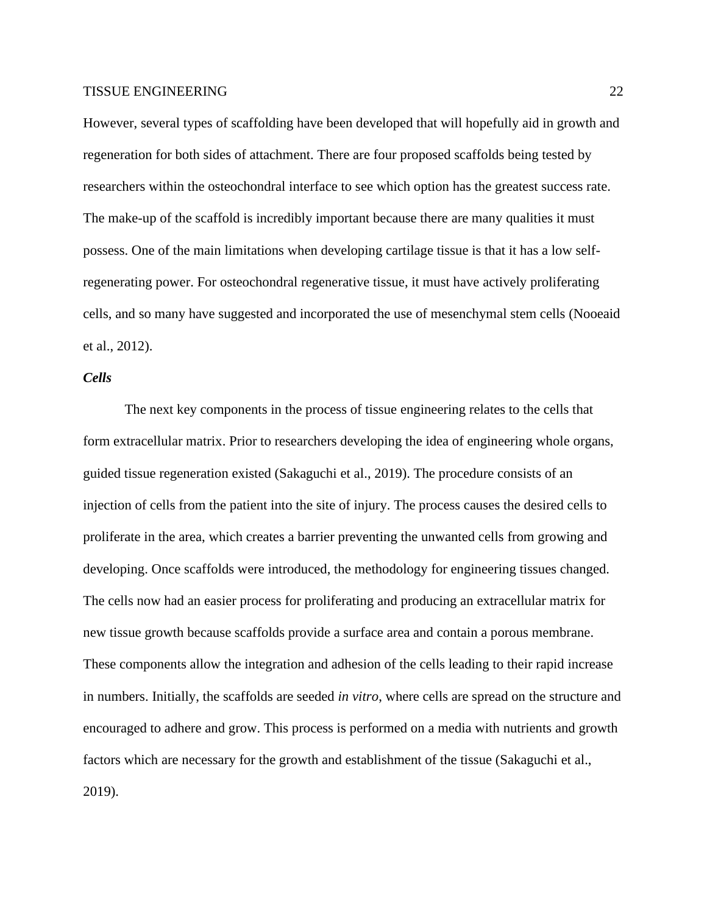However, several types of scaffolding have been developed that will hopefully aid in growth and regeneration for both sides of attachment. There are four proposed scaffolds being tested by researchers within the osteochondral interface to see which option has the greatest success rate. The make-up of the scaffold is incredibly important because there are many qualities it must possess. One of the main limitations when developing cartilage tissue is that it has a low self-regenerating power. For osteochondral regenerative tissue, it must have actively proliferating cells, and so many have suggested and incorporated the use of mesenchymal stem cells (Nooeaid et al., 2012).

### ***Cells***

The next key components in the process of tissue engineering relates to the cells that form extracellular matrix. Prior to researchers developing the idea of engineering whole organs, guided tissue regeneration existed (Sakaguchi et al., 2019). The procedure consists of an injection of cells from the patient into the site of injury. The process causes the desired cells to proliferate in the area, which creates a barrier preventing the unwanted cells from growing and developing. Once scaffolds were introduced, the methodology for engineering tissues changed. The cells now had an easier process for proliferating and producing an extracellular matrix for new tissue growth because scaffolds provide a surface area and contain a porous membrane. These components allow the integration and adhesion of the cells leading to their rapid increase in numbers. Initially, the scaffolds are seeded *in vitro*, where cells are spread on the structure and encouraged to adhere and grow. This process is performed on a media with nutrients and growth factors which are necessary for the growth and establishment of the tissue (Sakaguchi et al., 2019).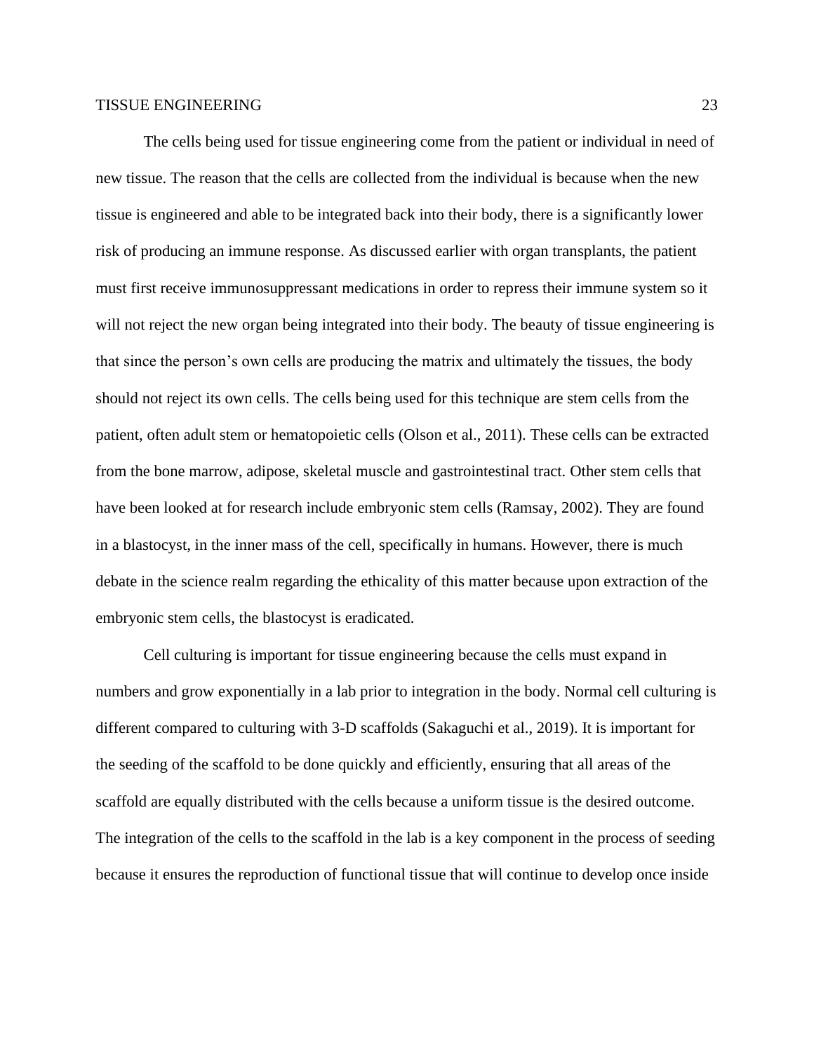The cells being used for tissue engineering come from the patient or individual in need of new tissue. The reason that the cells are collected from the individual is because when the new tissue is engineered and able to be integrated back into their body, there is a significantly lower risk of producing an immune response. As discussed earlier with organ transplants, the patient must first receive immunosuppressant medications in order to repress their immune system so it will not reject the new organ being integrated into their body. The beauty of tissue engineering is that since the person's own cells are producing the matrix and ultimately the tissues, the body should not reject its own cells. The cells being used for this technique are stem cells from the patient, often adult stem or hematopoietic cells (Olson et al., 2011). These cells can be extracted from the bone marrow, adipose, skeletal muscle and gastrointestinal tract. Other stem cells that have been looked at for research include embryonic stem cells (Ramsay, 2002). They are found in a blastocyst, in the inner mass of the cell, specifically in humans. However, there is much debate in the science realm regarding the ethicality of this matter because upon extraction of the embryonic stem cells, the blastocyst is eradicated.

Cell culturing is important for tissue engineering because the cells must expand in numbers and grow exponentially in a lab prior to integration in the body. Normal cell culturing is different compared to culturing with 3-D scaffolds (Sakaguchi et al., 2019). It is important for the seeding of the scaffold to be done quickly and efficiently, ensuring that all areas of the scaffold are equally distributed with the cells because a uniform tissue is the desired outcome. The integration of the cells to the scaffold in the lab is a key component in the process of seeding because it ensures the reproduction of functional tissue that will continue to develop once inside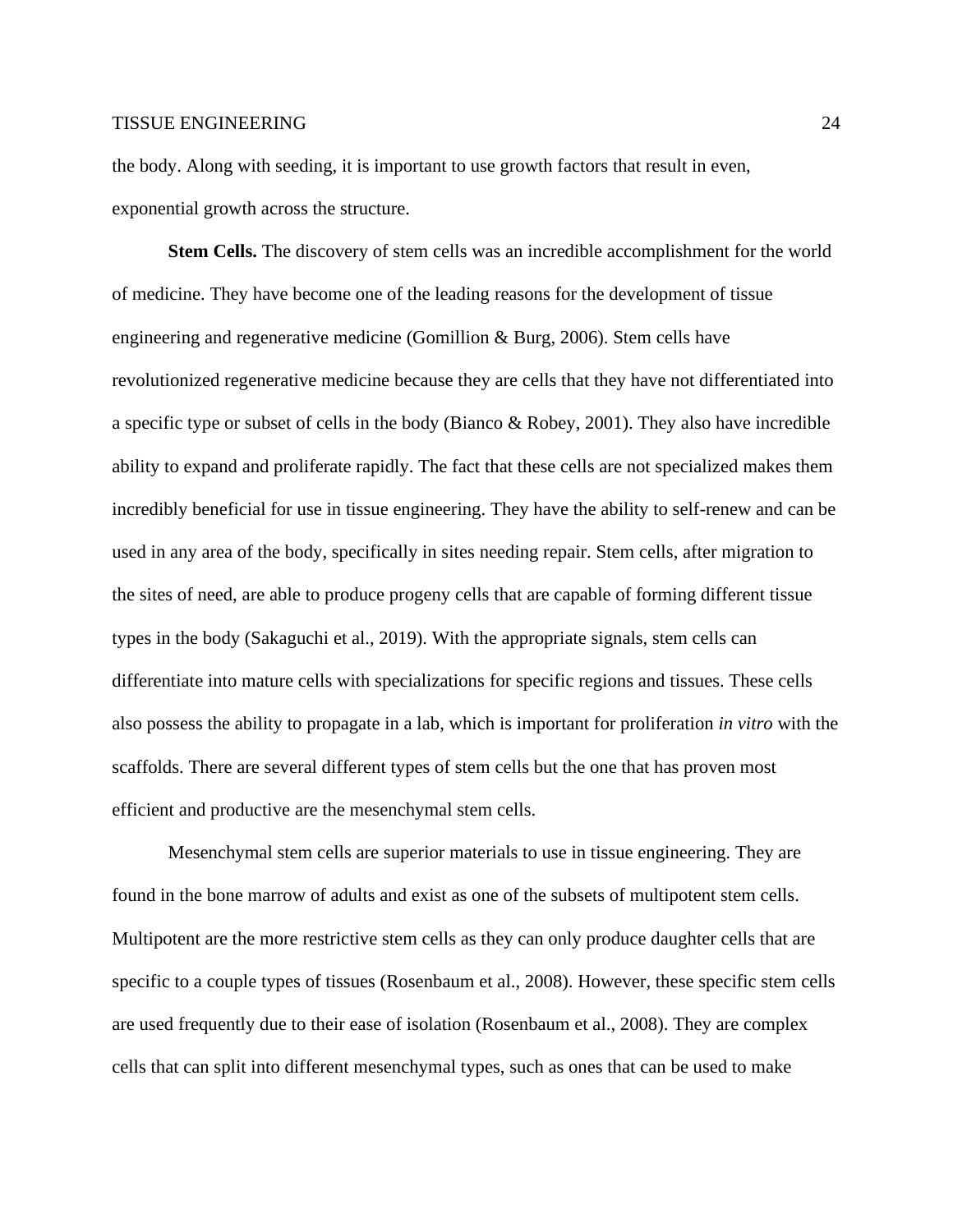the body. Along with seeding, it is important to use growth factors that result in even, exponential growth across the structure.

**Stem Cells.** The discovery of stem cells was an incredible accomplishment for the world of medicine. They have become one of the leading reasons for the development of tissue engineering and regenerative medicine (Gomillion & Burg, 2006). Stem cells have revolutionized regenerative medicine because they are cells that they have not differentiated into a specific type or subset of cells in the body (Bianco & Robey, 2001). They also have incredible ability to expand and proliferate rapidly. The fact that these cells are not specialized makes them incredibly beneficial for use in tissue engineering. They have the ability to self-renew and can be used in any area of the body, specifically in sites needing repair. Stem cells, after migration to the sites of need, are able to produce progeny cells that are capable of forming different tissue types in the body (Sakaguchi et al., 2019). With the appropriate signals, stem cells can differentiate into mature cells with specializations for specific regions and tissues. These cells also possess the ability to propagate in a lab, which is important for proliferation *in vitro* with the scaffolds. There are several different types of stem cells but the one that has proven most efficient and productive are the mesenchymal stem cells.

Mesenchymal stem cells are superior materials to use in tissue engineering. They are found in the bone marrow of adults and exist as one of the subsets of multipotent stem cells. Multipotent are the more restrictive stem cells as they can only produce daughter cells that are specific to a couple types of tissues (Rosenbaum et al., 2008). However, these specific stem cells are used frequently due to their ease of isolation (Rosenbaum et al., 2008). They are complex cells that can split into different mesenchymal types, such as ones that can be used to make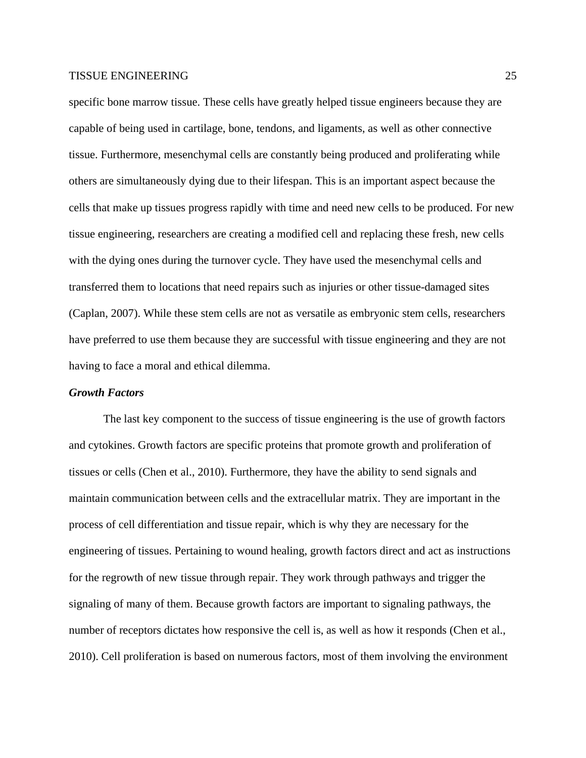specific bone marrow tissue. These cells have greatly helped tissue engineers because they are capable of being used in cartilage, bone, tendons, and ligaments, as well as other connective tissue. Furthermore, mesenchymal cells are constantly being produced and proliferating while others are simultaneously dying due to their lifespan. This is an important aspect because the cells that make up tissues progress rapidly with time and need new cells to be produced. For new tissue engineering, researchers are creating a modified cell and replacing these fresh, new cells with the dying ones during the turnover cycle. They have used the mesenchymal cells and transferred them to locations that need repairs such as injuries or other tissue-damaged sites (Caplan, 2007). While these stem cells are not as versatile as embryonic stem cells, researchers have preferred to use them because they are successful with tissue engineering and they are not having to face a moral and ethical dilemma.

### *Growth Factors*

The last key component to the success of tissue engineering is the use of growth factors and cytokines. Growth factors are specific proteins that promote growth and proliferation of tissues or cells (Chen et al., 2010). Furthermore, they have the ability to send signals and maintain communication between cells and the extracellular matrix. They are important in the process of cell differentiation and tissue repair, which is why they are necessary for the engineering of tissues. Pertaining to wound healing, growth factors direct and act as instructions for the regrowth of new tissue through repair. They work through pathways and trigger the signaling of many of them. Because growth factors are important to signaling pathways, the number of receptors dictates how responsive the cell is, as well as how it responds (Chen et al., 2010). Cell proliferation is based on numerous factors, most of them involving the environment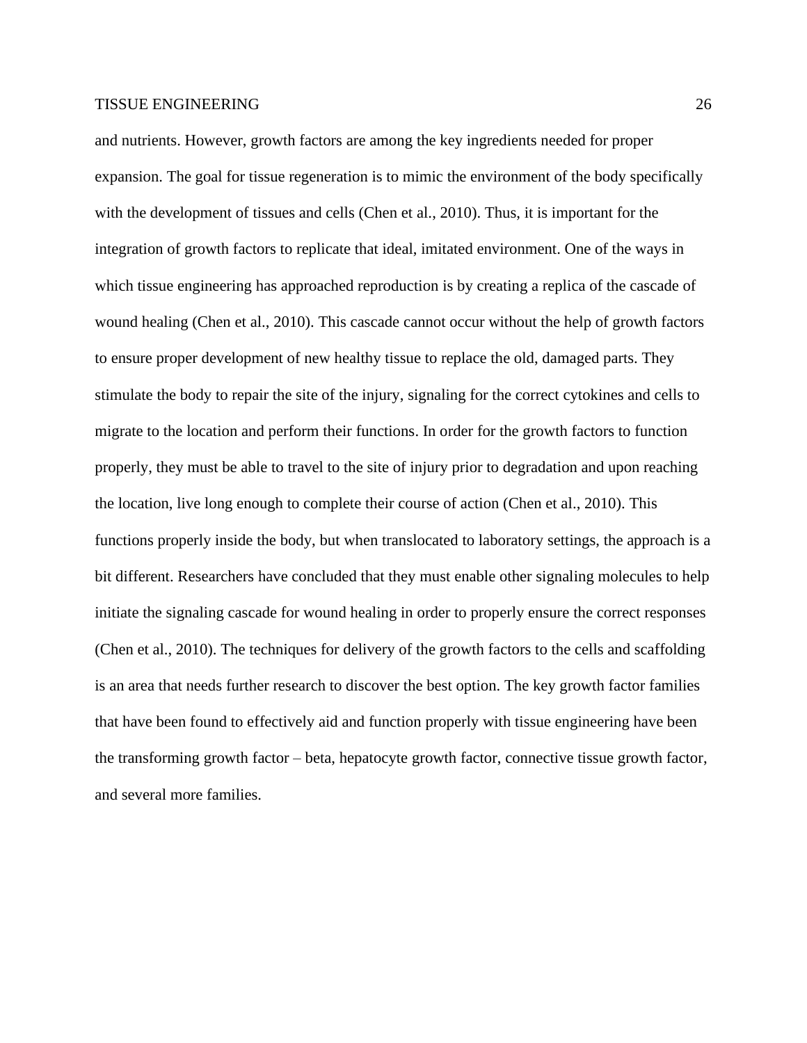and nutrients. However, growth factors are among the key ingredients needed for proper expansion. The goal for tissue regeneration is to mimic the environment of the body specifically with the development of tissues and cells (Chen et al., 2010). Thus, it is important for the integration of growth factors to replicate that ideal, imitated environment. One of the ways in which tissue engineering has approached reproduction is by creating a replica of the cascade of wound healing (Chen et al., 2010). This cascade cannot occur without the help of growth factors to ensure proper development of new healthy tissue to replace the old, damaged parts. They stimulate the body to repair the site of the injury, signaling for the correct cytokines and cells to migrate to the location and perform their functions. In order for the growth factors to function properly, they must be able to travel to the site of injury prior to degradation and upon reaching the location, live long enough to complete their course of action (Chen et al., 2010). This functions properly inside the body, but when translocated to laboratory settings, the approach is a bit different. Researchers have concluded that they must enable other signaling molecules to help initiate the signaling cascade for wound healing in order to properly ensure the correct responses (Chen et al., 2010). The techniques for delivery of the growth factors to the cells and scaffolding is an area that needs further research to discover the best option. The key growth factor families that have been found to effectively aid and function properly with tissue engineering have been the transforming growth factor – beta, hepatocyte growth factor, connective tissue growth factor, and several more families.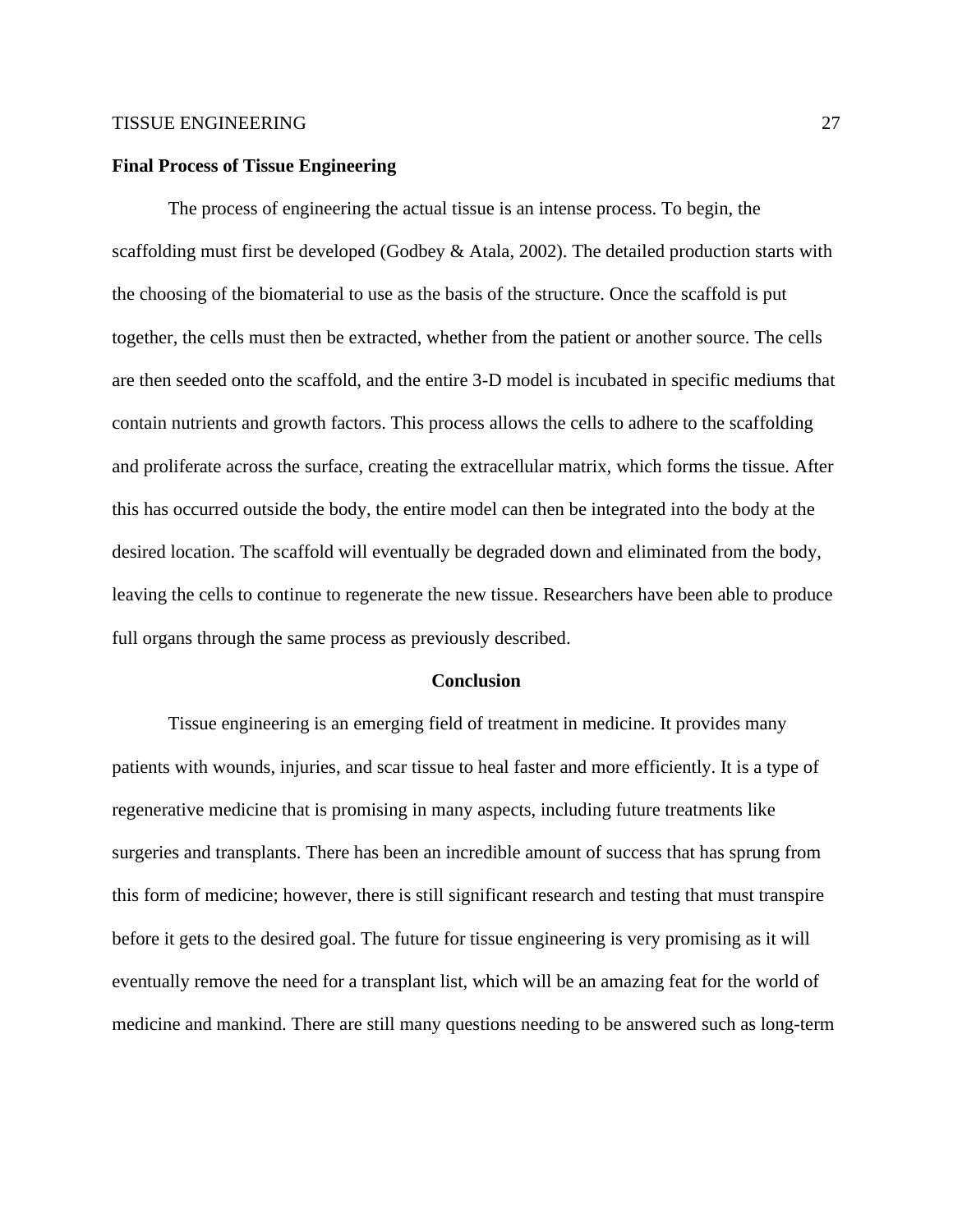**Final Process of Tissue Engineering**

The process of engineering the actual tissue is an intense process. To begin, the scaffolding must first be developed (Godbey & Atala, 2002). The detailed production starts with the choosing of the biomaterial to use as the basis of the structure. Once the scaffold is put together, the cells must then be extracted, whether from the patient or another source. The cells are then seeded onto the scaffold, and the entire 3-D model is incubated in specific mediums that contain nutrients and growth factors. This process allows the cells to adhere to the scaffolding and proliferate across the surface, creating the extracellular matrix, which forms the tissue. After this has occurred outside the body, the entire model can then be integrated into the body at the desired location. The scaffold will eventually be degraded down and eliminated from the body, leaving the cells to continue to regenerate the new tissue. Researchers have been able to produce full organs through the same process as previously described.

## Conclusion

Tissue engineering is an emerging field of treatment in medicine. It provides many patients with wounds, injuries, and scar tissue to heal faster and more efficiently. It is a type of regenerative medicine that is promising in many aspects, including future treatments like surgeries and transplants. There has been an incredible amount of success that has sprung from this form of medicine; however, there is still significant research and testing that must transpire before it gets to the desired goal. The future for tissue engineering is very promising as it will eventually remove the need for a transplant list, which will be an amazing feat for the world of medicine and mankind. There are still many questions needing to be answered such as long-term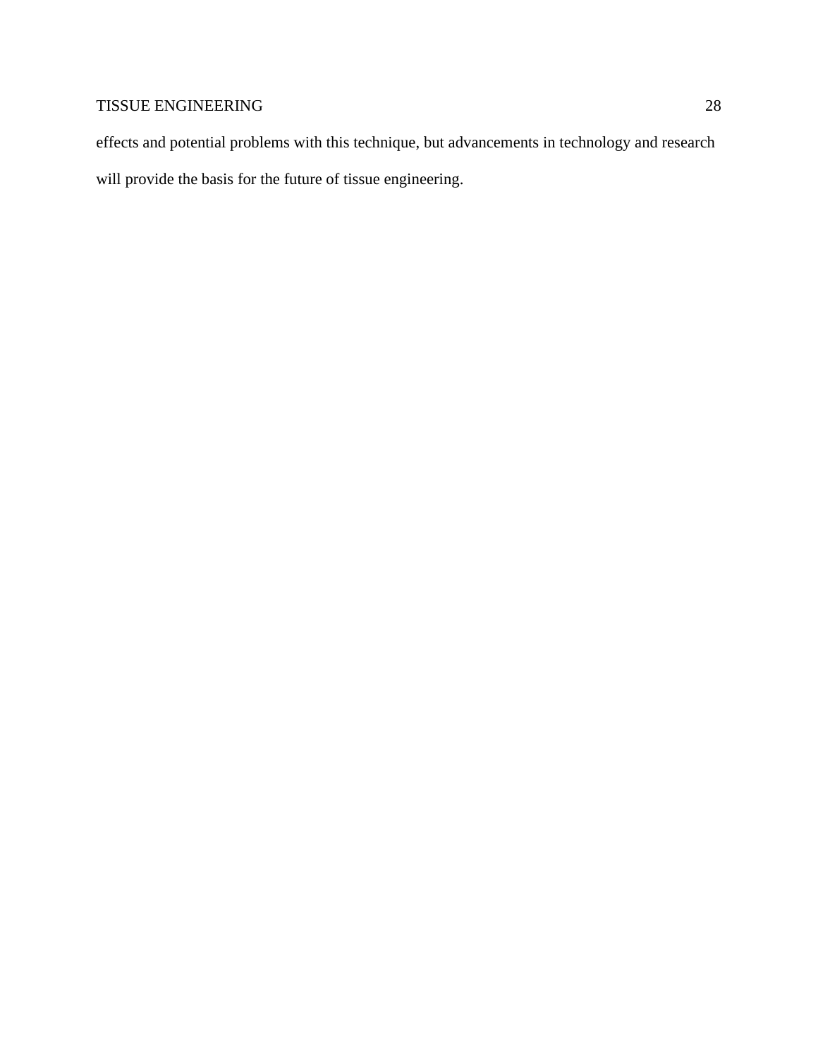effects and potential problems with this technique, but advancements in technology and research will provide the basis for the future of tissue engineering.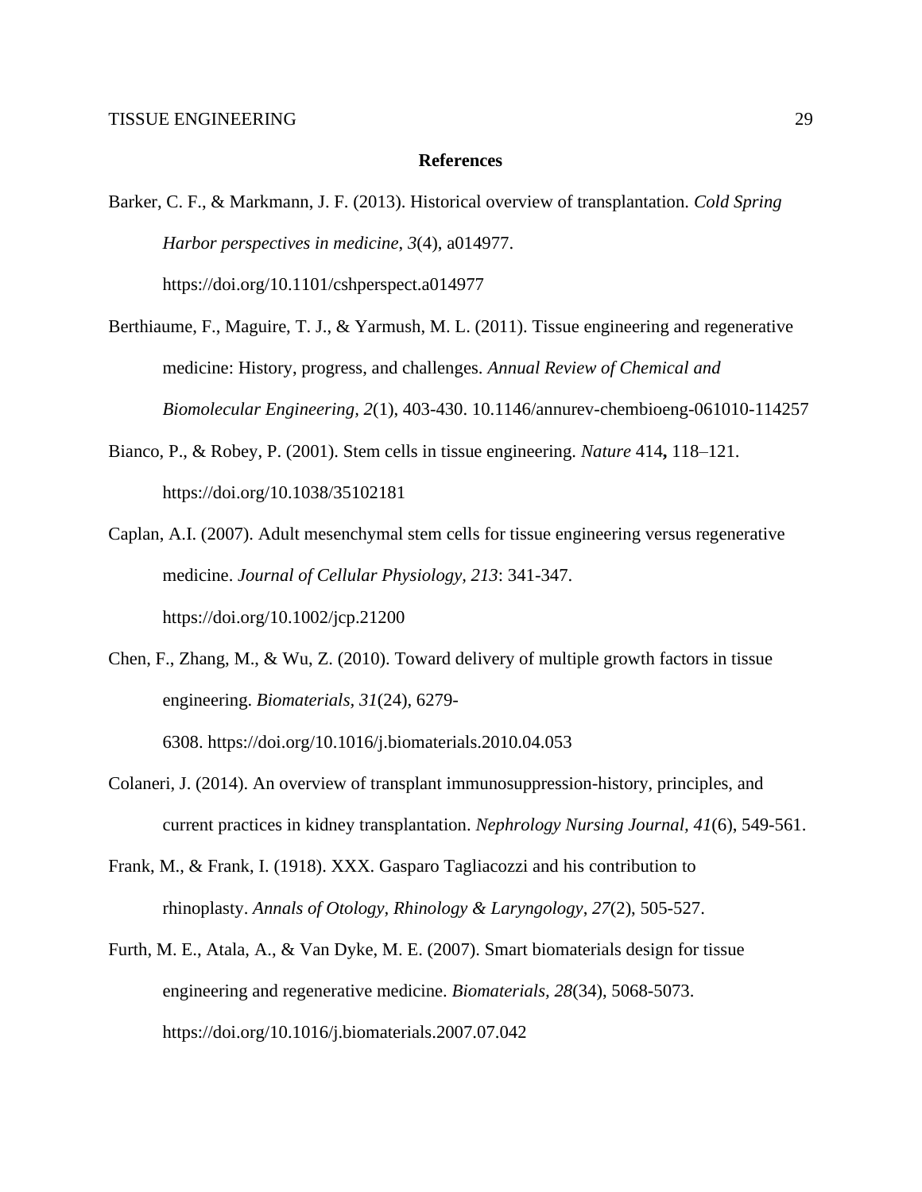# References

Barker, C. F., & Markmann, J. F. (2013). Historical overview of transplantation. *Cold Spring Harbor perspectives in medicine*, *3*(4), a014977. https://doi.org/10.1101/cshperspect.a014977

Berthiaume, F., Maguire, T. J., & Yarmush, M. L. (2011). Tissue engineering and regenerative medicine: History, progress, and challenges. *Annual Review of Chemical and Biomolecular Engineering*, *2*(1), 403-430. 10.1146/annurev-chembioeng-061010-114257

Bianco, P., & Robey, P. (2001). Stem cells in tissue engineering. *Nature* 414**,** 118–121. https://doi.org/10.1038/35102181

Caplan, A.I. (2007). Adult mesenchymal stem cells for tissue engineering versus regenerative medicine. *Journal of Cellular Physiology, 213*: 341-347. https://doi.org/10.1002/jcp.21200

Chen, F., Zhang, M., & Wu, Z. (2010). Toward delivery of multiple growth factors in tissue engineering. *Biomaterials*, *31*(24), 6279-6308. https://doi.org/10.1016/j.biomaterials.2010.04.053

Colaneri, J. (2014). An overview of transplant immunosuppression-history, principles, and current practices in kidney transplantation. *Nephrology Nursing Journal*, *41*(6), 549-561.

Frank, M., & Frank, I. (1918). XXX. Gasparo Tagliacozzi and his contribution to rhinoplasty. *Annals of Otology, Rhinology & Laryngology*, *27*(2), 505-527.

Furth, M. E., Atala, A., & Van Dyke, M. E. (2007). Smart biomaterials design for tissue engineering and regenerative medicine. *Biomaterials*, *28*(34), 5068-5073. https://doi.org/10.1016/j.biomaterials.2007.07.042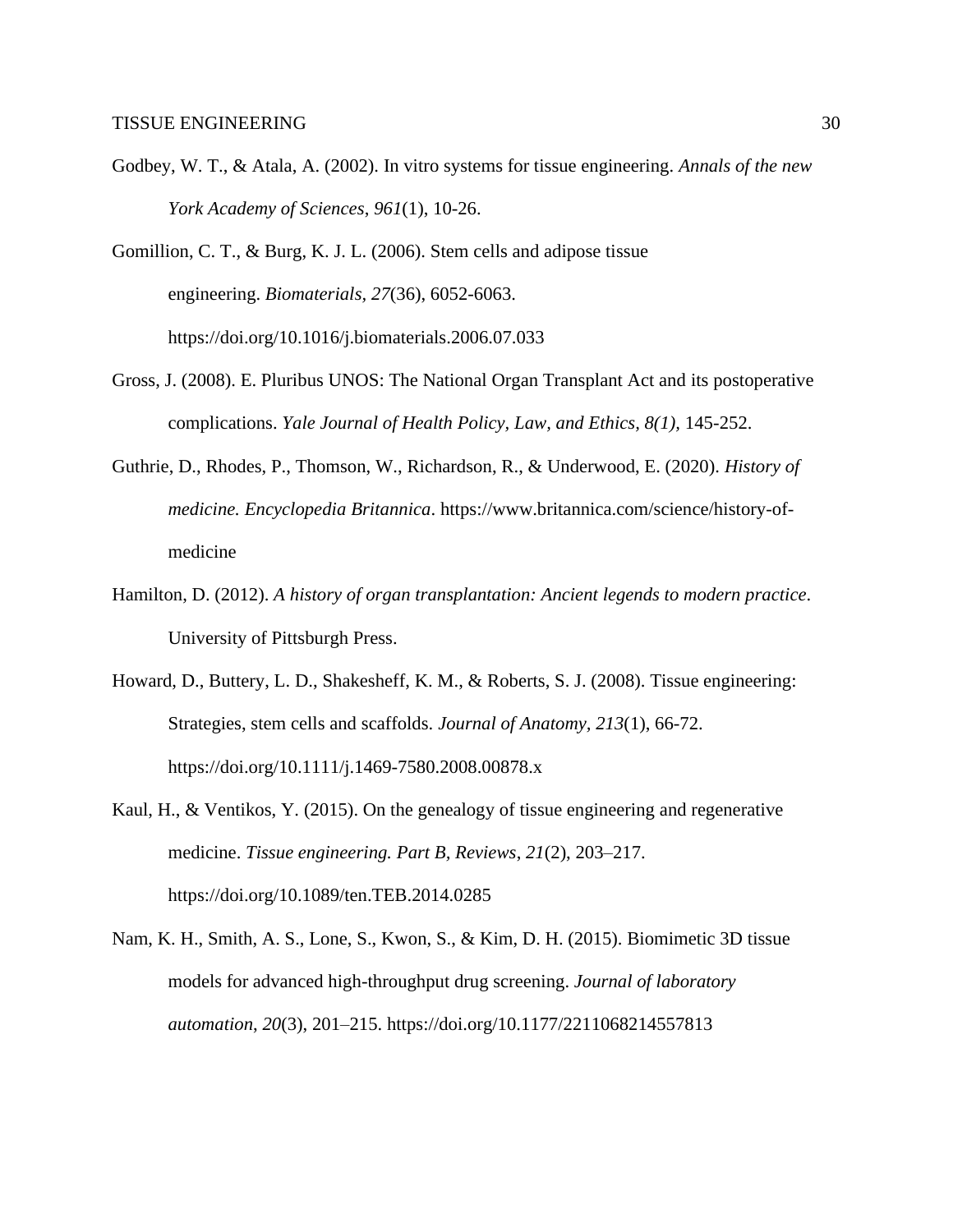Godbey, W. T., & Atala, A. (2002). In vitro systems for tissue engineering. *Annals of the new York Academy of Sciences*, *961*(1), 10-26.

Gomillion, C. T., & Burg, K. J. L. (2006). Stem cells and adipose tissue engineering. *Biomaterials, 27*(36), 6052-6063. https://doi.org/10.1016/j.biomaterials.2006.07.033

Gross, J. (2008). E. Pluribus UNOS: The National Organ Transplant Act and its postoperative complications. *Yale Journal of Health Policy, Law, and Ethics, 8(1),* 145-252.

Guthrie, D., Rhodes, P., Thomson, W., Richardson, R., & Underwood, E. (2020). *History of medicine. Encyclopedia Britannica*. https://www.britannica.com/science/history-of-medicine

Hamilton, D. (2012). *A history of organ transplantation: Ancient legends to modern practice*. University of Pittsburgh Press.

Howard, D., Buttery, L. D., Shakesheff, K. M., & Roberts, S. J. (2008). Tissue engineering: Strategies, stem cells and scaffolds. *Journal of Anatomy*, *213*(1), 66-72. https://doi.org/10.1111/j.1469-7580.2008.00878.x

Kaul, H., & Ventikos, Y. (2015). On the genealogy of tissue engineering and regenerative medicine. *Tissue engineering. Part B, Reviews*, *21*(2), 203–217. https://doi.org/10.1089/ten.TEB.2014.0285

Nam, K. H., Smith, A. S., Lone, S., Kwon, S., & Kim, D. H. (2015). Biomimetic 3D tissue models for advanced high-throughput drug screening. *Journal of laboratory automation*, *20*(3), 201–215. https://doi.org/10.1177/2211068214557813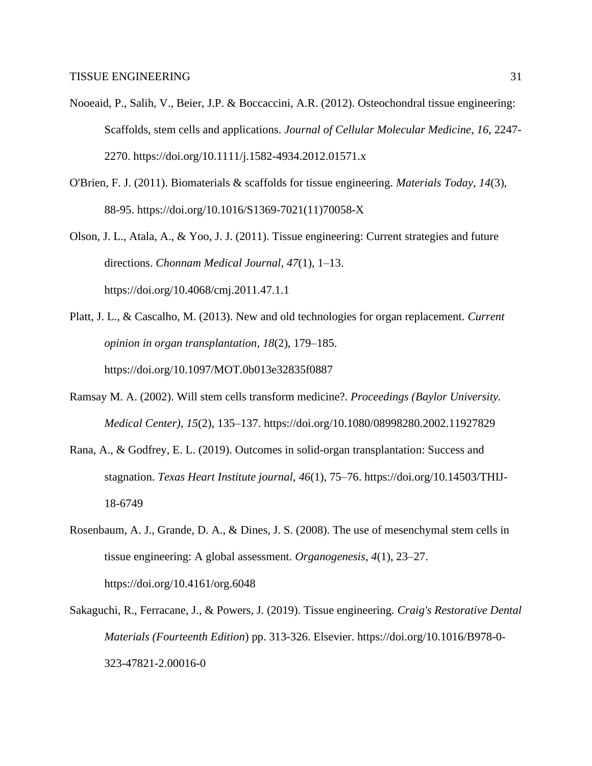Nooeaid, P., Salih, V., Beier, J.P. & Boccaccini, A.R. (2012). Osteochondral tissue engineering: Scaffolds, stem cells and applications. *Journal of Cellular Molecular Medicine*, *16*, 2247-2270. https://doi.org/10.1111/j.1582-4934.2012.01571.x

O'Brien, F. J. (2011). Biomaterials & scaffolds for tissue engineering. *Materials Today, 14*(3), 88-95. https://doi.org/10.1016/S1369-7021(11)70058-X

Olson, J. L., Atala, A., & Yoo, J. J. (2011). Tissue engineering: Current strategies and future directions. *Chonnam Medical Journal*, *47*(1), 1–13. https://doi.org/10.4068/cmj.2011.47.1.1

Platt, J. L., & Cascalho, M. (2013). New and old technologies for organ replacement. *Current opinion in organ transplantation*, *18*(2), 179–185. https://doi.org/10.1097/MOT.0b013e32835f0887

Ramsay M. A. (2002). Will stem cells transform medicine?. *Proceedings (Baylor University. Medical Center)*, *15*(2), 135–137. https://doi.org/10.1080/08998280.2002.11927829

Rana, A., & Godfrey, E. L. (2019). Outcomes in solid-organ transplantation: Success and stagnation. *Texas Heart Institute journal*, *46*(1), 75–76. https://doi.org/10.14503/THIJ-18-6749

Rosenbaum, A. J., Grande, D. A., & Dines, J. S. (2008). The use of mesenchymal stem cells in tissue engineering: A global assessment. *Organogenesis*, *4*(1), 23–27. https://doi.org/10.4161/org.6048

Sakaguchi, R., Ferracane, J., & Powers, J. (2019). Tissue engineering. *Craig's Restorative Dental Materials (Fourteenth Edition*) pp. 313-326. Elsevier. https://doi.org/10.1016/B978-0-323-47821-2.00016-0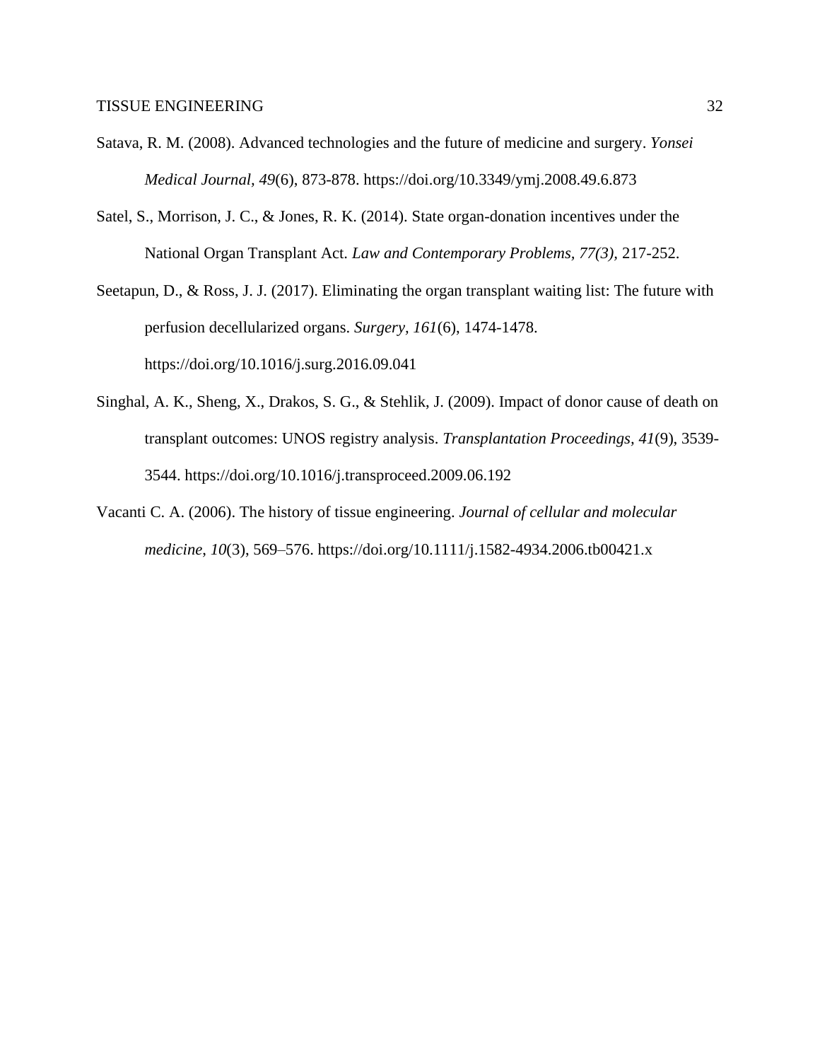Satava, R. M. (2008). Advanced technologies and the future of medicine and surgery. *Yonsei Medical Journal*, *49*(6), 873-878. https://doi.org/10.3349/ymj.2008.49.6.873

Satel, S., Morrison, J. C., & Jones, R. K. (2014). State organ-donation incentives under the National Organ Transplant Act. *Law and Contemporary Problems, 77(3),* 217-252.

Seetapun, D., & Ross, J. J. (2017). Eliminating the organ transplant waiting list: The future with perfusion decellularized organs. *Surgery, 161*(6), 1474-1478. https://doi.org/10.1016/j.surg.2016.09.041

Singhal, A. K., Sheng, X., Drakos, S. G., & Stehlik, J. (2009). Impact of donor cause of death on transplant outcomes: UNOS registry analysis. *Transplantation Proceedings, 41*(9), 3539-3544. https://doi.org/10.1016/j.transproceed.2009.06.192

Vacanti C. A. (2006). The history of tissue engineering. *Journal of cellular and molecular medicine*, *10*(3), 569–576. https://doi.org/10.1111/j.1582-4934.2006.tb00421.x